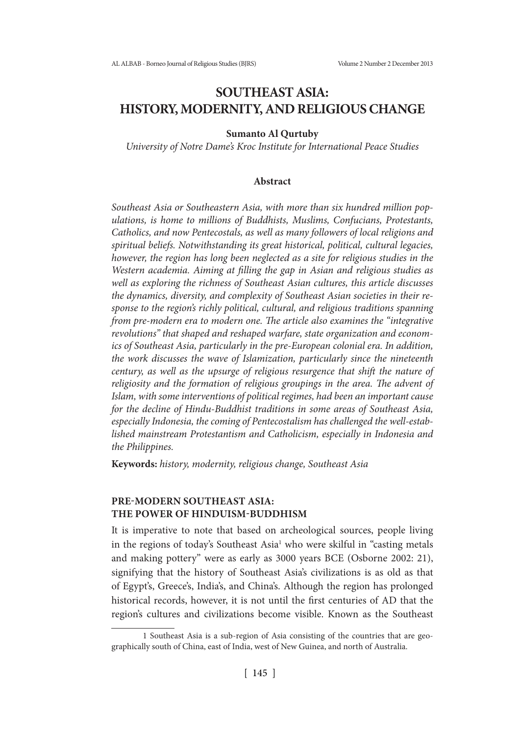# SOUTHEAST ASIA: HISTORY, MODERNITY, AND RELIGIOUS CHANGE

**Sumanto Al Qurtuby**

*University of Notre Dame's Kroc Institute for International Peace Studies*

## Abstract

*Southeast Asia or Southeastern Asia, with more than six hundred million populations, is home to millions of Buddhists, Muslims, Confucians, Protestants, Catholics, and now Pentecostals, as well as many followers of local religions and spiritual beliefs. Notwithstanding its great historical, political, cultural legacies, however, the region has long been neglected as a site for religious studies in the Western academia. Aiming at filling the gap in Asian and religious studies as well as exploring the richness of Southeast Asian cultures, this article discusses the dynamics, diversity, and complexity of Southeast Asian societies in their response to the region's richly political, cultural, and religious traditions spanning from pre-modern era to modern one. The article also examines the "integrative revolutions" that shaped and reshaped warfare, state organization and economics of Southeast Asia, particularly in the pre-European colonial era. In addition, the work discusses the wave of Islamization, particularly since the nineteenth century, as well as the upsurge of religious resurgence that shift the nature of religiosity and the formation of religious groupings in the area. The advent of Islam, with some interventions of political regimes, had been an important cause for the decline of Hindu-Buddhist traditions in some areas of Southeast Asia, especially Indonesia, the coming of Pentecostalism has challenged the well-established mainstream Protestantism and Catholicism, especially in Indonesia and the Philippines.*

**Keywords:** *history, modernity, religious change, Southeast Asia*

## PRE-MODERN SOUTHEAST ASIA: THE POWER OF HINDUISM-BUDDHISM

It is imperative to note that based on archeological sources, people living in the regions of today's Southeast Asia[1] who were skilful in "casting metals and making pottery" were as early as 3000 years BCE (Osborne 2002: 21), signifying that the history of Southeast Asia's civilizations is as old as that of Egypt's, Greece's, India's, and China's. Although the region has prolonged historical records, however, it is not until the first centuries of AD that the region's cultures and civilizations become visible. Known as the Southeast

---

[1] Southeast Asia is a sub-region of Asia consisting of the countries that are geographically south of China, east of India, west of New Guinea, and north of Australia.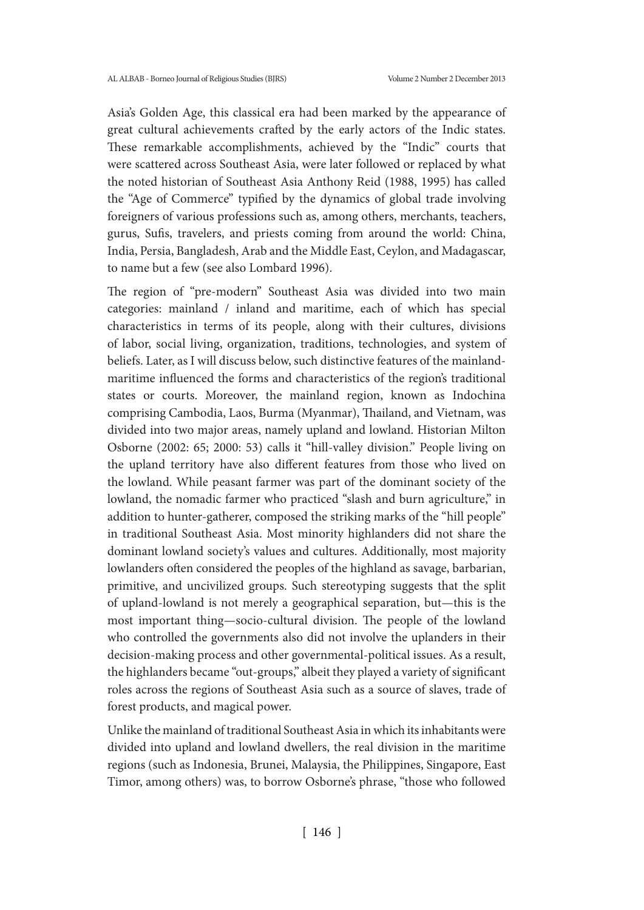Asia's Golden Age, this classical era had been marked by the appearance of great cultural achievements crafted by the early actors of the Indic states. These remarkable accomplishments, achieved by the "Indic" courts that were scattered across Southeast Asia, were later followed or replaced by what the noted historian of Southeast Asia Anthony Reid (1988, 1995) has called the "Age of Commerce" typified by the dynamics of global trade involving foreigners of various professions such as, among others, merchants, teachers, gurus, Sufis, travelers, and priests coming from around the world: China, India, Persia, Bangladesh, Arab and the Middle East, Ceylon, and Madagascar, to name but a few (see also Lombard 1996).

The region of "pre-modern" Southeast Asia was divided into two main categories: mainland / inland and maritime, each of which has special characteristics in terms of its people, along with their cultures, divisions of labor, social living, organization, traditions, technologies, and system of beliefs. Later, as I will discuss below, such distinctive features of the mainland-maritime influenced the forms and characteristics of the region's traditional states or courts. Moreover, the mainland region, known as Indochina comprising Cambodia, Laos, Burma (Myanmar), Thailand, and Vietnam, was divided into two major areas, namely upland and lowland. Historian Milton Osborne (2002: 65; 2000: 53) calls it "hill-valley division." People living on the upland territory have also different features from those who lived on the lowland. While peasant farmer was part of the dominant society of the lowland, the nomadic farmer who practiced "slash and burn agriculture," in addition to hunter-gatherer, composed the striking marks of the "hill people" in traditional Southeast Asia. Most minority highlanders did not share the dominant lowland society's values and cultures. Additionally, most majority lowlanders often considered the peoples of the highland as savage, barbarian, primitive, and uncivilized groups. Such stereotyping suggests that the split of upland-lowland is not merely a geographical separation, but—this is the most important thing—socio-cultural division. The people of the lowland who controlled the governments also did not involve the uplanders in their decision-making process and other governmental-political issues. As a result, the highlanders became "out-groups," albeit they played a variety of significant roles across the regions of Southeast Asia such as a source of slaves, trade of forest products, and magical power.

Unlike the mainland of traditional Southeast Asia in which its inhabitants were divided into upland and lowland dwellers, the real division in the maritime regions (such as Indonesia, Brunei, Malaysia, the Philippines, Singapore, East Timor, among others) was, to borrow Osborne's phrase, "those who followed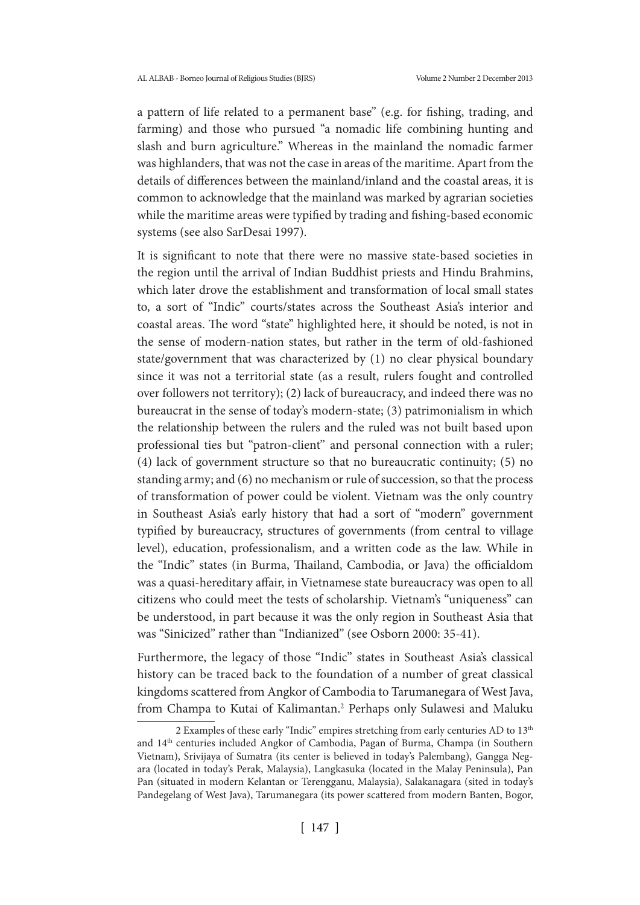a pattern of life related to a permanent base" (e.g. for fishing, trading, and farming) and those who pursued "a nomadic life combining hunting and slash and burn agriculture." Whereas in the mainland the nomadic farmer was highlanders, that was not the case in areas of the maritime. Apart from the details of differences between the mainland/inland and the coastal areas, it is common to acknowledge that the mainland was marked by agrarian societies while the maritime areas were typified by trading and fishing-based economic systems (see also SarDesai 1997).

It is significant to note that there were no massive state-based societies in the region until the arrival of Indian Buddhist priests and Hindu Brahmins, which later drove the establishment and transformation of local small states to, a sort of "Indic" courts/states across the Southeast Asia's interior and coastal areas. The word "state" highlighted here, it should be noted, is not in the sense of modern-nation states, but rather in the term of old-fashioned state/government that was characterized by (1) no clear physical boundary since it was not a territorial state (as a result, rulers fought and controlled over followers not territory); (2) lack of bureaucracy, and indeed there was no bureaucrat in the sense of today's modern-state; (3) patrimonialism in which the relationship between the rulers and the ruled was not built based upon professional ties but "patron-client" and personal connection with a ruler; (4) lack of government structure so that no bureaucratic continuity; (5) no standing army; and (6) no mechanism or rule of succession, so that the process of transformation of power could be violent. Vietnam was the only country in Southeast Asia's early history that had a sort of "modern" government typified by bureaucracy, structures of governments (from central to village level), education, professionalism, and a written code as the law. While in the "Indic" states (in Burma, Thailand, Cambodia, or Java) the officialdom was a quasi-hereditary affair, in Vietnamese state bureaucracy was open to all citizens who could meet the tests of scholarship. Vietnam's "uniqueness" can be understood, in part because it was the only region in Southeast Asia that was "Sinicized" rather than "Indianized" (see Osborn 2000: 35-41).

Furthermore, the legacy of those "Indic" states in Southeast Asia's classical history can be traced back to the foundation of a number of great classical kingdoms scattered from Angkor of Cambodia to Tarumanegara of West Java, from Champa to Kutai of Kalimantan.[2] Perhaps only Sulawesi and Maluku

[2] Examples of these early "Indic" empires stretching from early centuries AD to 13th and 14th centuries included Angkor of Cambodia, Pagan of Burma, Champa (in Southern Vietnam), Srivijaya of Sumatra (its center is believed in today's Palembang), Gangga Negara (located in today's Perak, Malaysia), Langkasuka (located in the Malay Peninsula), Pan Pan (situated in modern Kelantan or Terengganu, Malaysia), Salakanagara (sited in today's Pandegelang of West Java), Tarumanegara (its power scattered from modern Banten, Bogor,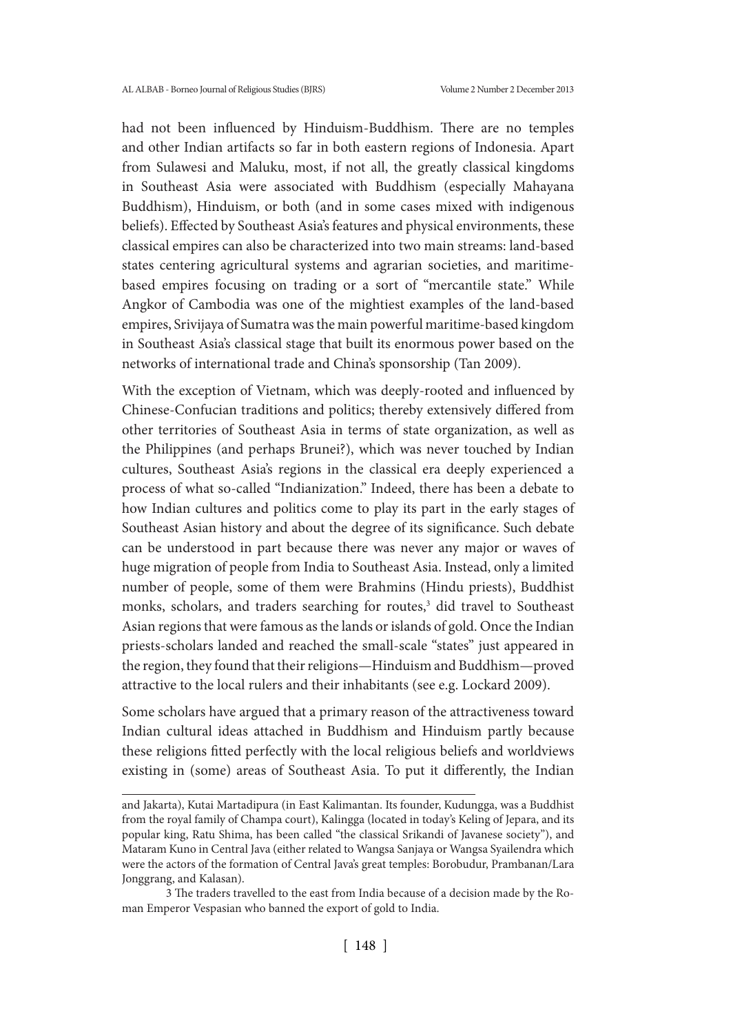had not been influenced by Hinduism-Buddhism. There are no temples and other Indian artifacts so far in both eastern regions of Indonesia. Apart from Sulawesi and Maluku, most, if not all, the greatly classical kingdoms in Southeast Asia were associated with Buddhism (especially Mahayana Buddhism), Hinduism, or both (and in some cases mixed with indigenous beliefs). Effected by Southeast Asia's features and physical environments, these classical empires can also be characterized into two main streams: land-based states centering agricultural systems and agrarian societies, and maritime-based empires focusing on trading or a sort of "mercantile state." While Angkor of Cambodia was one of the mightiest examples of the land-based empires, Srivijaya of Sumatra was the main powerful maritime-based kingdom in Southeast Asia's classical stage that built its enormous power based on the networks of international trade and China's sponsorship (Tan 2009).

With the exception of Vietnam, which was deeply-rooted and influenced by Chinese-Confucian traditions and politics; thereby extensively differed from other territories of Southeast Asia in terms of state organization, as well as the Philippines (and perhaps Brunei?), which was never touched by Indian cultures, Southeast Asia's regions in the classical era deeply experienced a process of what so-called "Indianization." Indeed, there has been a debate to how Indian cultures and politics come to play its part in the early stages of Southeast Asian history and about the degree of its significance. Such debate can be understood in part because there was never any major or waves of huge migration of people from India to Southeast Asia. Instead, only a limited number of people, some of them were Brahmins (Hindu priests), Buddhist monks, scholars, and traders searching for routes,[3] did travel to Southeast Asian regions that were famous as the lands or islands of gold. Once the Indian priests-scholars landed and reached the small-scale "states" just appeared in the region, they found that their religions—Hinduism and Buddhism—proved attractive to the local rulers and their inhabitants (see e.g. Lockard 2009).

Some scholars have argued that a primary reason of the attractiveness toward Indian cultural ideas attached in Buddhism and Hinduism partly because these religions fitted perfectly with the local religious beliefs and worldviews existing in (some) areas of Southeast Asia. To put it differently, the Indian

---

and Jakarta), Kutai Martadipura (in East Kalimantan. Its founder, Kudungga, was a Buddhist from the royal family of Champa court), Kalingga (located in today's Keling of Jepara, and its popular king, Ratu Shima, has been called "the classical Srikandi of Javanese society"), and Mataram Kuno in Central Java (either related to Wangsa Sanjaya or Wangsa Syailendra which were the actors of the formation of Central Java's great temples: Borobudur, Prambanan/Lara Jonggrang, and Kalasan).

3 The traders travelled to the east from India because of a decision made by the Roman Emperor Vespasian who banned the export of gold to India.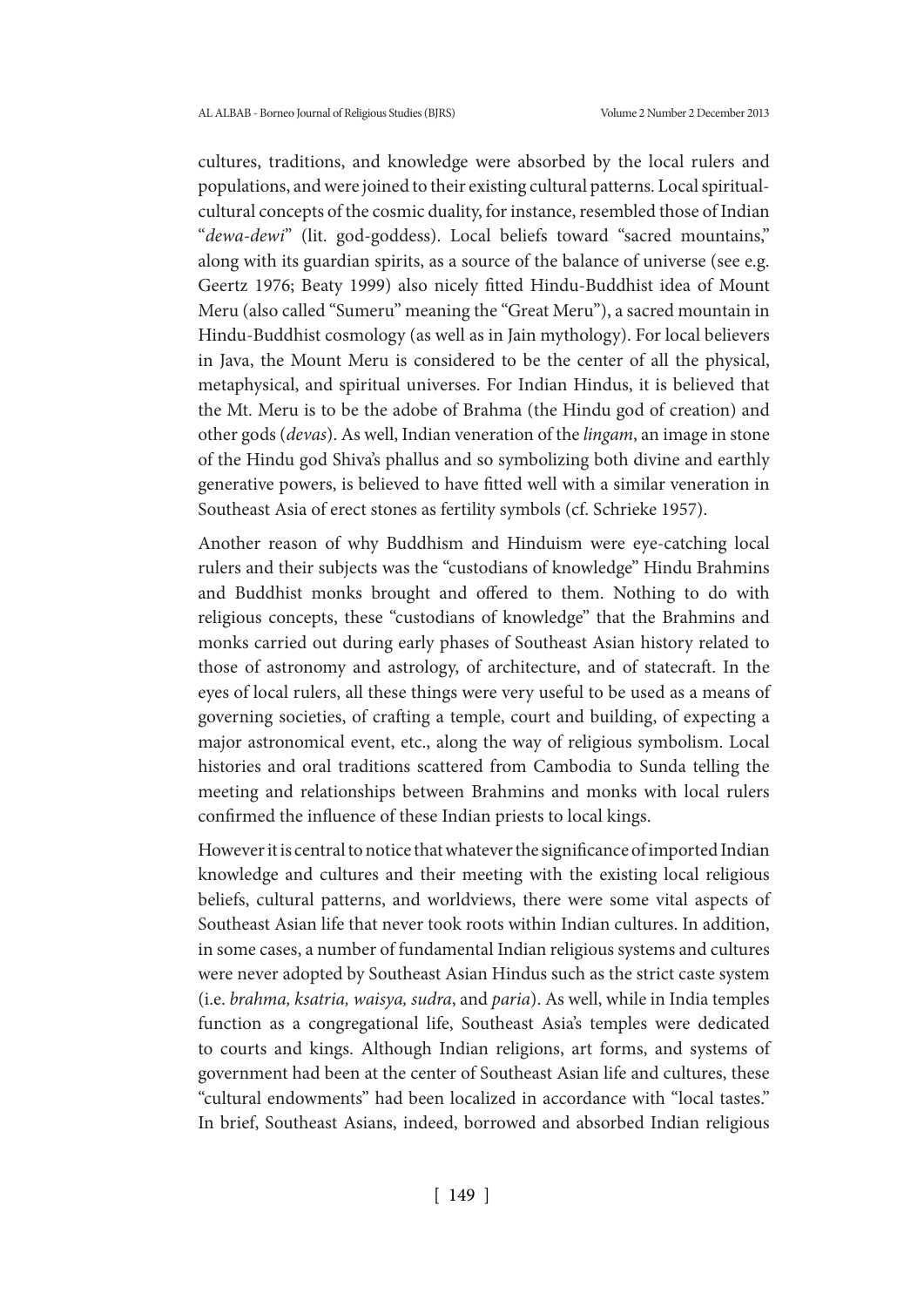cultures, traditions, and knowledge were absorbed by the local rulers and populations, and were joined to their existing cultural patterns. Local spiritual-cultural concepts of the cosmic duality, for instance, resembled those of Indian "*dewa-dewi*" (lit. god-goddess). Local beliefs toward "sacred mountains," along with its guardian spirits, as a source of the balance of universe (see e.g. Geertz 1976; Beaty 1999) also nicely fitted Hindu-Buddhist idea of Mount Meru (also called "Sumeru" meaning the "Great Meru"), a sacred mountain in Hindu-Buddhist cosmology (as well as in Jain mythology). For local believers in Java, the Mount Meru is considered to be the center of all the physical, metaphysical, and spiritual universes. For Indian Hindus, it is believed that the Mt. Meru is to be the adobe of Brahma (the Hindu god of creation) and other gods (*devas*). As well, Indian veneration of the *lingam*, an image in stone of the Hindu god Shiva's phallus and so symbolizing both divine and earthly generative powers, is believed to have fitted well with a similar veneration in Southeast Asia of erect stones as fertility symbols (cf. Schrieke 1957).

Another reason of why Buddhism and Hinduism were eye-catching local rulers and their subjects was the "custodians of knowledge" Hindu Brahmins and Buddhist monks brought and offered to them. Nothing to do with religious concepts, these "custodians of knowledge" that the Brahmins and monks carried out during early phases of Southeast Asian history related to those of astronomy and astrology, of architecture, and of statecraft. In the eyes of local rulers, all these things were very useful to be used as a means of governing societies, of crafting a temple, court and building, of expecting a major astronomical event, etc., along the way of religious symbolism. Local histories and oral traditions scattered from Cambodia to Sunda telling the meeting and relationships between Brahmins and monks with local rulers confirmed the influence of these Indian priests to local kings.

However it is central to notice that whatever the significance of imported Indian knowledge and cultures and their meeting with the existing local religious beliefs, cultural patterns, and worldviews, there were some vital aspects of Southeast Asian life that never took roots within Indian cultures. In addition, in some cases, a number of fundamental Indian religious systems and cultures were never adopted by Southeast Asian Hindus such as the strict caste system (i.e. *brahma, ksatria, waisya, sudra*, and *paria*). As well, while in India temples function as a congregational life, Southeast Asia's temples were dedicated to courts and kings. Although Indian religions, art forms, and systems of government had been at the center of Southeast Asian life and cultures, these "cultural endowments" had been localized in accordance with "local tastes." In brief, Southeast Asians, indeed, borrowed and absorbed Indian religious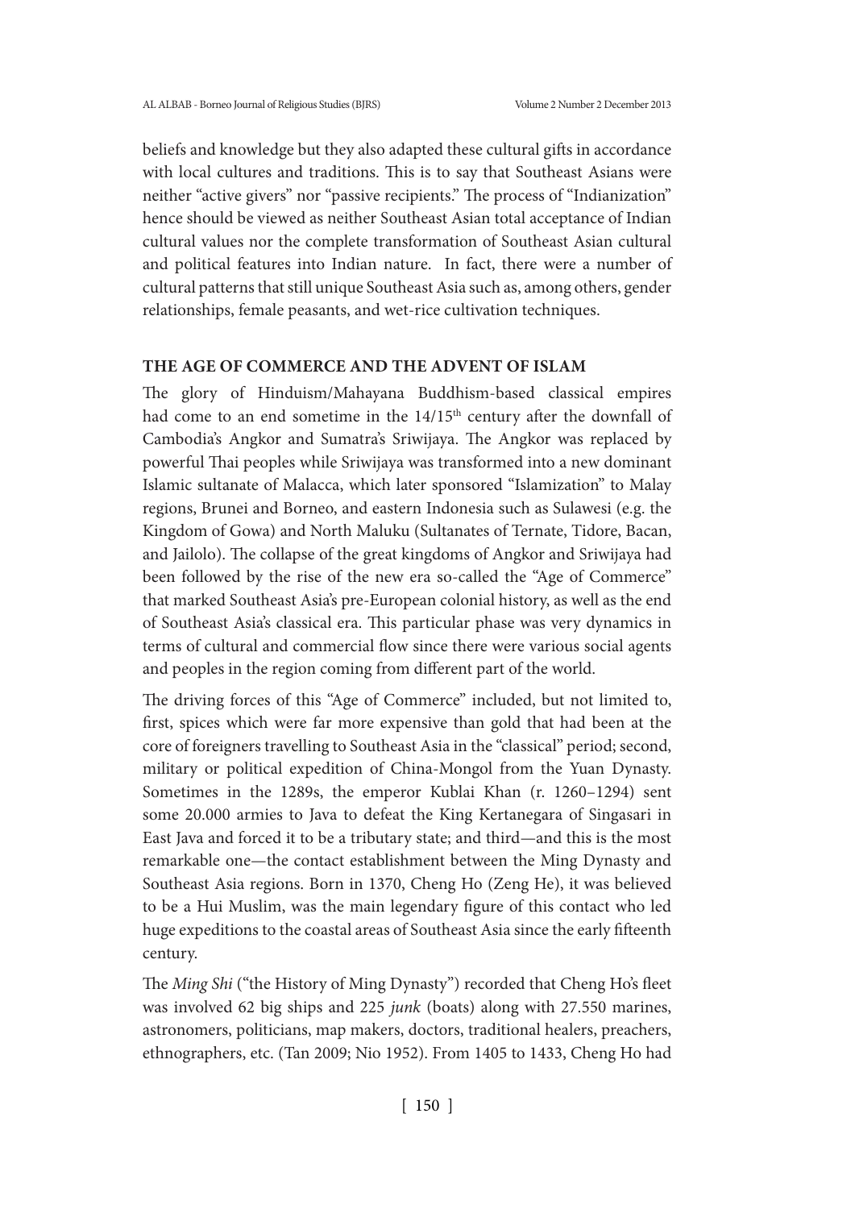beliefs and knowledge but they also adapted these cultural gifts in accordance with local cultures and traditions. This is to say that Southeast Asians were neither "active givers" nor "passive recipients." The process of "Indianization" hence should be viewed as neither Southeast Asian total acceptance of Indian cultural values nor the complete transformation of Southeast Asian cultural and political features into Indian nature. In fact, there were a number of cultural patterns that still unique Southeast Asia such as, among others, gender relationships, female peasants, and wet-rice cultivation techniques.

## THE AGE OF COMMERCE AND THE ADVENT OF ISLAM

The glory of Hinduism/Mahayana Buddhism-based classical empires had come to an end sometime in the 14/15th century after the downfall of Cambodia's Angkor and Sumatra's Sriwijaya. The Angkor was replaced by powerful Thai peoples while Sriwijaya was transformed into a new dominant Islamic sultanate of Malacca, which later sponsored "Islamization" to Malay regions, Brunei and Borneo, and eastern Indonesia such as Sulawesi (e.g. the Kingdom of Gowa) and North Maluku (Sultanates of Ternate, Tidore, Bacan, and Jailolo). The collapse of the great kingdoms of Angkor and Sriwijaya had been followed by the rise of the new era so-called the "Age of Commerce" that marked Southeast Asia's pre-European colonial history, as well as the end of Southeast Asia's classical era. This particular phase was very dynamics in terms of cultural and commercial flow since there were various social agents and peoples in the region coming from different part of the world.

The driving forces of this "Age of Commerce" included, but not limited to, first, spices which were far more expensive than gold that had been at the core of foreigners travelling to Southeast Asia in the "classical" period; second, military or political expedition of China-Mongol from the Yuan Dynasty. Sometimes in the 1289s, the emperor Kublai Khan (r. 1260–1294) sent some 20.000 armies to Java to defeat the King Kertanegara of Singasari in East Java and forced it to be a tributary state; and third—and this is the most remarkable one—the contact establishment between the Ming Dynasty and Southeast Asia regions. Born in 1370, Cheng Ho (Zeng He), it was believed to be a Hui Muslim, was the main legendary figure of this contact who led huge expeditions to the coastal areas of Southeast Asia since the early fifteenth century.

The *Ming Shi* ("the History of Ming Dynasty") recorded that Cheng Ho's fleet was involved 62 big ships and 225 *junk* (boats) along with 27.550 marines, astronomers, politicians, map makers, doctors, traditional healers, preachers, ethnographers, etc. (Tan 2009; Nio 1952). From 1405 to 1433, Cheng Ho had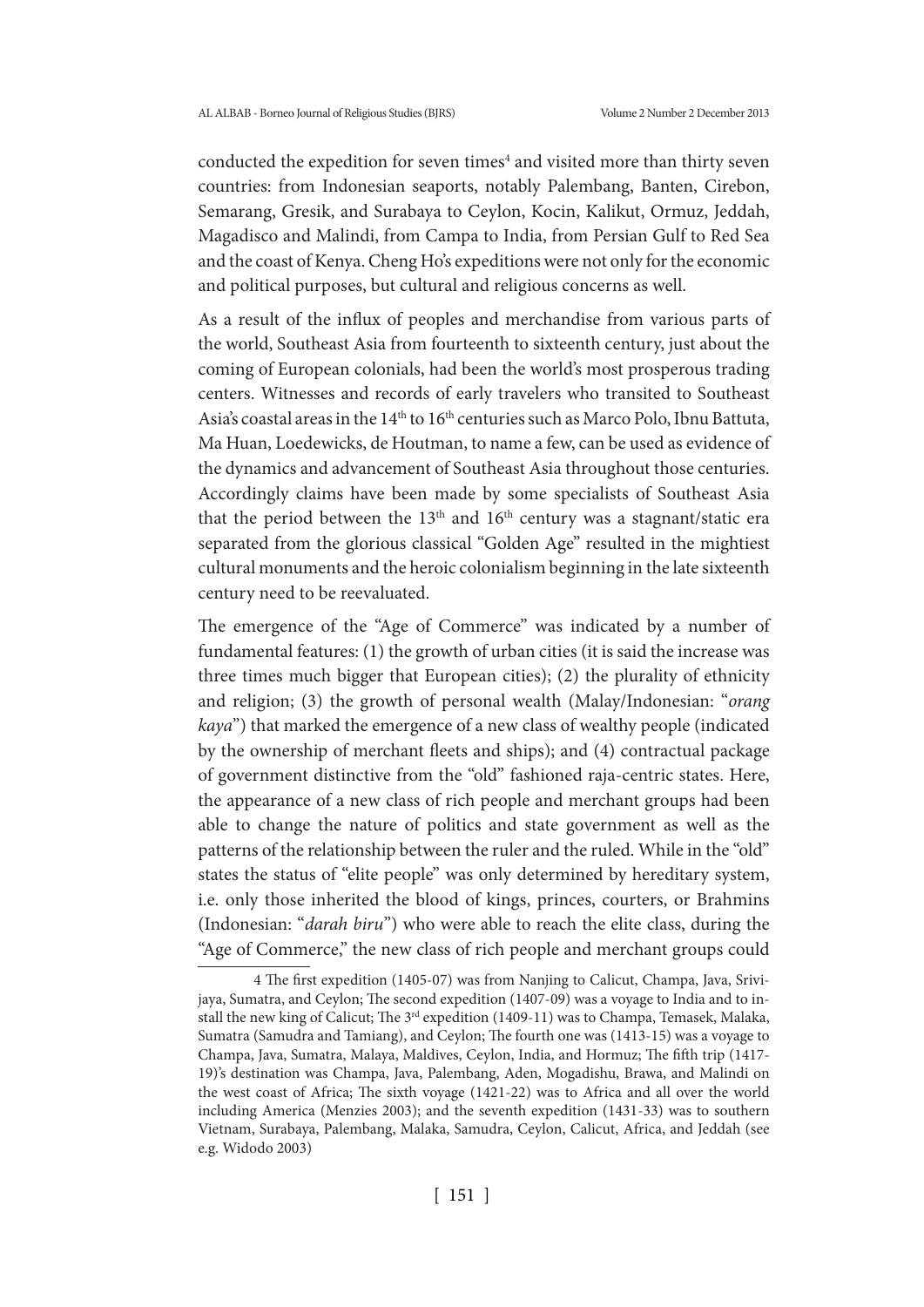conducted the expedition for seven times[4] and visited more than thirty seven countries: from Indonesian seaports, notably Palembang, Banten, Cirebon, Semarang, Gresik, and Surabaya to Ceylon, Kocin, Kalikut, Ormuz, Jeddah, Magadisco and Malindi, from Campa to India, from Persian Gulf to Red Sea and the coast of Kenya. Cheng Ho's expeditions were not only for the economic and political purposes, but cultural and religious concerns as well.

As a result of the influx of peoples and merchandise from various parts of the world, Southeast Asia from fourteenth to sixteenth century, just about the coming of European colonials, had been the world's most prosperous trading centers. Witnesses and records of early travelers who transited to Southeast Asia's coastal areas in the 14th to 16th centuries such as Marco Polo, Ibnu Battuta, Ma Huan, Loedewicks, de Houtman, to name a few, can be used as evidence of the dynamics and advancement of Southeast Asia throughout those centuries. Accordingly claims have been made by some specialists of Southeast Asia that the period between the 13th and 16th century was a stagnant/static era separated from the glorious classical "Golden Age" resulted in the mightiest cultural monuments and the heroic colonialism beginning in the late sixteenth century need to be reevaluated.

The emergence of the "Age of Commerce" was indicated by a number of fundamental features: (1) the growth of urban cities (it is said the increase was three times much bigger that European cities); (2) the plurality of ethnicity and religion; (3) the growth of personal wealth (Malay/Indonesian: "*orang kaya*") that marked the emergence of a new class of wealthy people (indicated by the ownership of merchant fleets and ships); and (4) contractual package of government distinctive from the "old" fashioned raja-centric states. Here, the appearance of a new class of rich people and merchant groups had been able to change the nature of politics and state government as well as the patterns of the relationship between the ruler and the ruled. While in the "old" states the status of "elite people" was only determined by hereditary system, i.e. only those inherited the blood of kings, princes, courters, or Brahmins (Indonesian: "*darah biru*") who were able to reach the elite class, during the "Age of Commerce," the new class of rich people and merchant groups could

---

4 The first expedition (1405-07) was from Nanjing to Calicut, Champa, Java, Srivijaya, Sumatra, and Ceylon; The second expedition (1407-09) was a voyage to India and to install the new king of Calicut; The 3rd expedition (1409-11) was to Champa, Temasek, Malaka, Sumatra (Samudra and Tamiang), and Ceylon; The fourth one was (1413-15) was a voyage to Champa, Java, Sumatra, Malaya, Maldives, Ceylon, India, and Hormuz; The fifth trip (1417-19)'s destination was Champa, Java, Palembang, Aden, Mogadishu, Brawa, and Malindi on the west coast of Africa; The sixth voyage (1421-22) was to Africa and all over the world including America (Menzies 2003); and the seventh expedition (1431-33) was to southern Vietnam, Surabaya, Palembang, Malaka, Samudra, Ceylon, Calicut, Africa, and Jeddah (see e.g. Widodo 2003)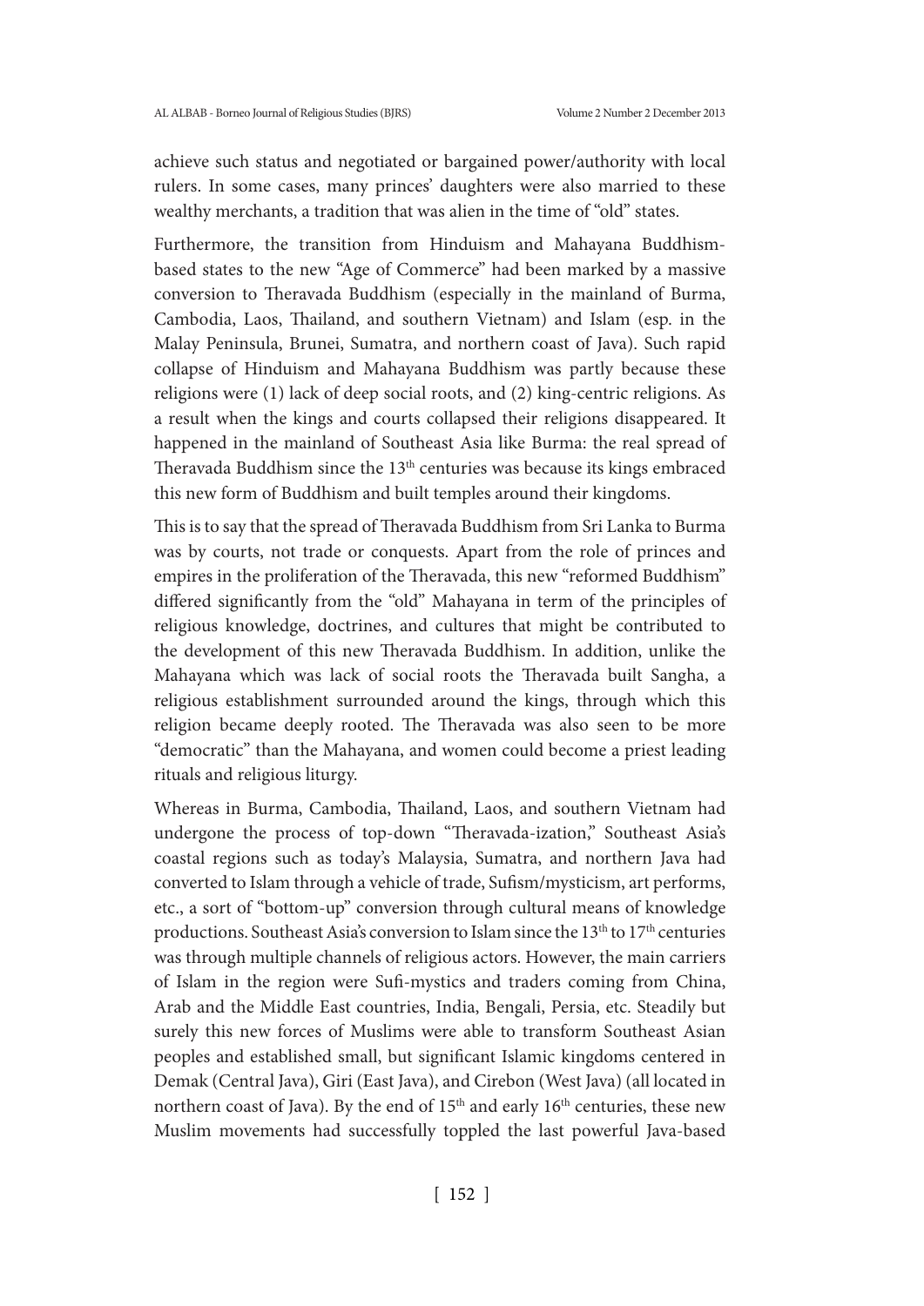achieve such status and negotiated or bargained power/authority with local rulers. In some cases, many princes' daughters were also married to these wealthy merchants, a tradition that was alien in the time of "old" states.

Furthermore, the transition from Hinduism and Mahayana Buddhism-based states to the new "Age of Commerce" had been marked by a massive conversion to Theravada Buddhism (especially in the mainland of Burma, Cambodia, Laos, Thailand, and southern Vietnam) and Islam (esp. in the Malay Peninsula, Brunei, Sumatra, and northern coast of Java). Such rapid collapse of Hinduism and Mahayana Buddhism was partly because these religions were (1) lack of deep social roots, and (2) king-centric religions. As a result when the kings and courts collapsed their religions disappeared. It happened in the mainland of Southeast Asia like Burma: the real spread of Theravada Buddhism since the 13th centuries was because its kings embraced this new form of Buddhism and built temples around their kingdoms.

This is to say that the spread of Theravada Buddhism from Sri Lanka to Burma was by courts, not trade or conquests. Apart from the role of princes and empires in the proliferation of the Theravada, this new "reformed Buddhism" differed significantly from the "old" Mahayana in term of the principles of religious knowledge, doctrines, and cultures that might be contributed to the development of this new Theravada Buddhism. In addition, unlike the Mahayana which was lack of social roots the Theravada built Sangha, a religious establishment surrounded around the kings, through which this religion became deeply rooted. The Theravada was also seen to be more "democratic" than the Mahayana, and women could become a priest leading rituals and religious liturgy.

Whereas in Burma, Cambodia, Thailand, Laos, and southern Vietnam had undergone the process of top-down "Theravada-ization," Southeast Asia's coastal regions such as today's Malaysia, Sumatra, and northern Java had converted to Islam through a vehicle of trade, Sufism/mysticism, art performs, etc., a sort of "bottom-up" conversion through cultural means of knowledge productions. Southeast Asia's conversion to Islam since the 13th to 17th centuries was through multiple channels of religious actors. However, the main carriers of Islam in the region were Sufi-mystics and traders coming from China, Arab and the Middle East countries, India, Bengali, Persia, etc. Steadily but surely this new forces of Muslims were able to transform Southeast Asian peoples and established small, but significant Islamic kingdoms centered in Demak (Central Java), Giri (East Java), and Cirebon (West Java) (all located in northern coast of Java). By the end of 15th and early 16th centuries, these new Muslim movements had successfully toppled the last powerful Java-based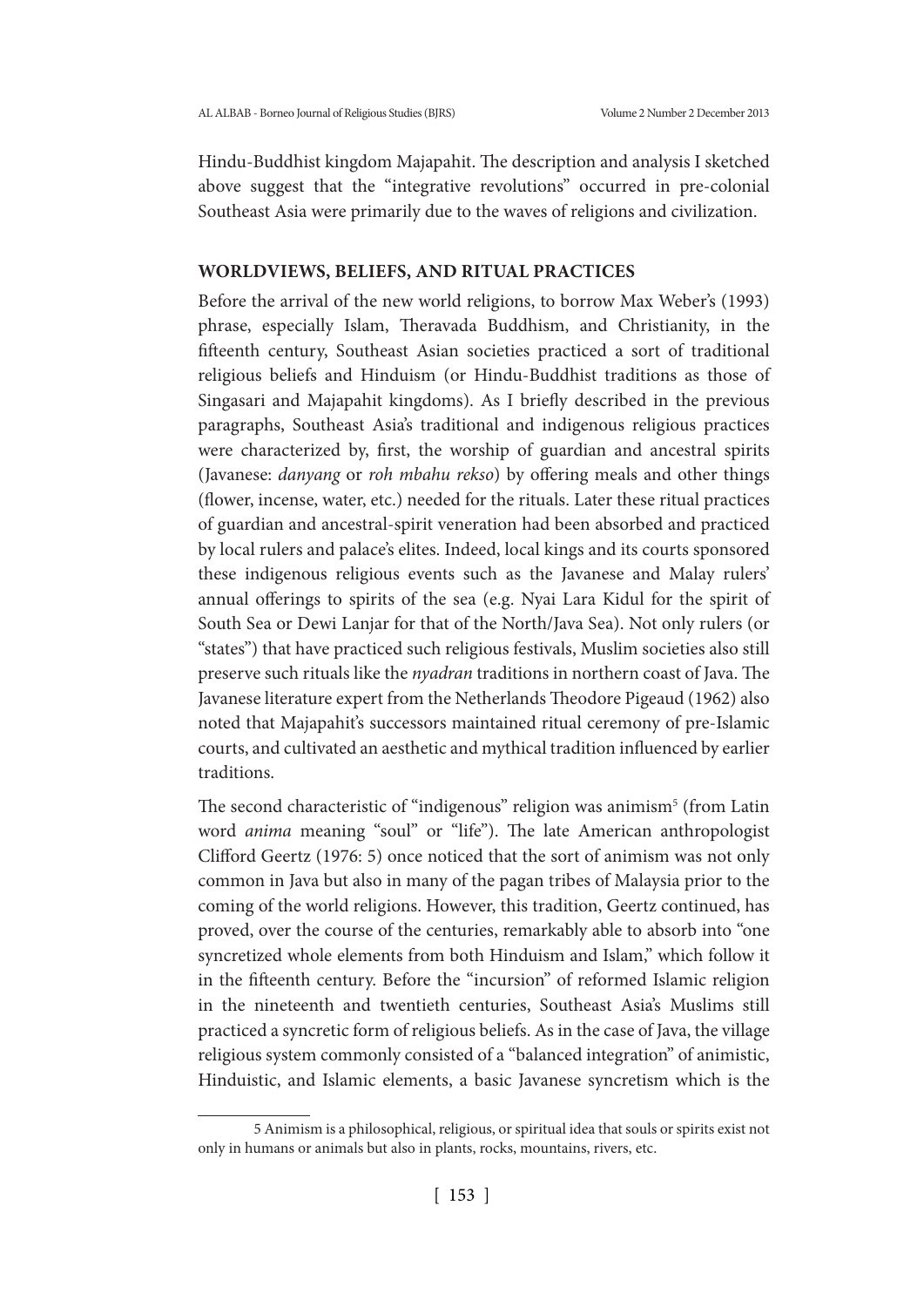Hindu-Buddhist kingdom Majapahit. The description and analysis I sketched above suggest that the "integrative revolutions" occurred in pre-colonial Southeast Asia were primarily due to the waves of religions and civilization.

## WORLDVIEWS, BELIEFS, AND RITUAL PRACTICES

Before the arrival of the new world religions, to borrow Max Weber's (1993) phrase, especially Islam, Theravada Buddhism, and Christianity, in the fifteenth century, Southeast Asian societies practiced a sort of traditional religious beliefs and Hinduism (or Hindu-Buddhist traditions as those of Singasari and Majapahit kingdoms). As I briefly described in the previous paragraphs, Southeast Asia's traditional and indigenous religious practices were characterized by, first, the worship of guardian and ancestral spirits (Javanese: *danyang* or *roh mbahu rekso*) by offering meals and other things (flower, incense, water, etc.) needed for the rituals. Later these ritual practices of guardian and ancestral-spirit veneration had been absorbed and practiced by local rulers and palace's elites. Indeed, local kings and its courts sponsored these indigenous religious events such as the Javanese and Malay rulers' annual offerings to spirits of the sea (e.g. Nyai Lara Kidul for the spirit of South Sea or Dewi Lanjar for that of the North/Java Sea). Not only rulers (or "states") that have practiced such religious festivals, Muslim societies also still preserve such rituals like the *nyadran* traditions in northern coast of Java. The Javanese literature expert from the Netherlands Theodore Pigeaud (1962) also noted that Majapahit's successors maintained ritual ceremony of pre-Islamic courts, and cultivated an aesthetic and mythical tradition influenced by earlier traditions.

The second characteristic of "indigenous" religion was animism[5] (from Latin word *anima* meaning "soul" or "life"). The late American anthropologist Clifford Geertz (1976: 5) once noticed that the sort of animism was not only common in Java but also in many of the pagan tribes of Malaysia prior to the coming of the world religions. However, this tradition, Geertz continued, has proved, over the course of the centuries, remarkably able to absorb into "one syncretized whole elements from both Hinduism and Islam," which follow it in the fifteenth century. Before the "incursion" of reformed Islamic religion in the nineteenth and twentieth centuries, Southeast Asia's Muslims still practiced a syncretic form of religious beliefs. As in the case of Java, the village religious system commonly consisted of a "balanced integration" of animistic, Hinduistic, and Islamic elements, a basic Javanese syncretism which is the

---

5 Animism is a philosophical, religious, or spiritual idea that souls or spirits exist not only in humans or animals but also in plants, rocks, mountains, rivers, etc.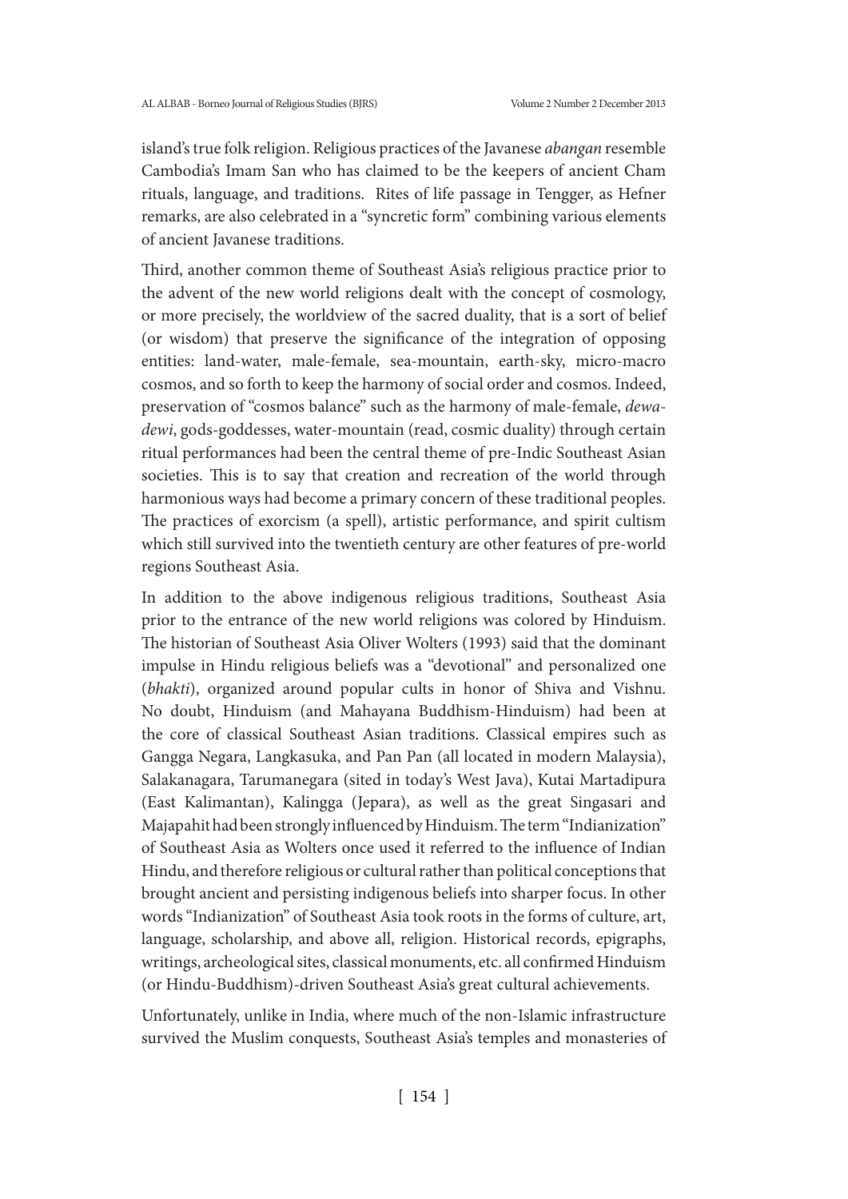island's true folk religion. Religious practices of the Javanese *abangan* resemble Cambodia's Imam San who has claimed to be the keepers of ancient Cham rituals, language, and traditions. Rites of life passage in Tengger, as Hefner remarks, are also celebrated in a "syncretic form" combining various elements of ancient Javanese traditions.

Third, another common theme of Southeast Asia's religious practice prior to the advent of the new world religions dealt with the concept of cosmology, or more precisely, the worldview of the sacred duality, that is a sort of belief (or wisdom) that preserve the significance of the integration of opposing entities: land-water, male-female, sea-mountain, earth-sky, micro-macro cosmos, and so forth to keep the harmony of social order and cosmos. Indeed, preservation of "cosmos balance" such as the harmony of male-female, *dewa-dewi*, gods-goddesses, water-mountain (read, cosmic duality) through certain ritual performances had been the central theme of pre-Indic Southeast Asian societies. This is to say that creation and recreation of the world through harmonious ways had become a primary concern of these traditional peoples. The practices of exorcism (a spell), artistic performance, and spirit cultism which still survived into the twentieth century are other features of pre-world regions Southeast Asia.

In addition to the above indigenous religious traditions, Southeast Asia prior to the entrance of the new world religions was colored by Hinduism. The historian of Southeast Asia Oliver Wolters (1993) said that the dominant impulse in Hindu religious beliefs was a "devotional" and personalized one (*bhakti*), organized around popular cults in honor of Shiva and Vishnu. No doubt, Hinduism (and Mahayana Buddhism-Hinduism) had been at the core of classical Southeast Asian traditions. Classical empires such as Gangga Negara, Langkasuka, and Pan Pan (all located in modern Malaysia), Salakanagara, Tarumanegara (sited in today's West Java), Kutai Martadipura (East Kalimantan), Kalingga (Jepara), as well as the great Singasari and Majapahit had been strongly influenced by Hinduism. The term "Indianization" of Southeast Asia as Wolters once used it referred to the influence of Indian Hindu, and therefore religious or cultural rather than political conceptions that brought ancient and persisting indigenous beliefs into sharper focus. In other words "Indianization" of Southeast Asia took roots in the forms of culture, art, language, scholarship, and above all, religion. Historical records, epigraphs, writings, archeological sites, classical monuments, etc. all confirmed Hinduism (or Hindu-Buddhism)-driven Southeast Asia's great cultural achievements.

Unfortunately, unlike in India, where much of the non-Islamic infrastructure survived the Muslim conquests, Southeast Asia's temples and monasteries of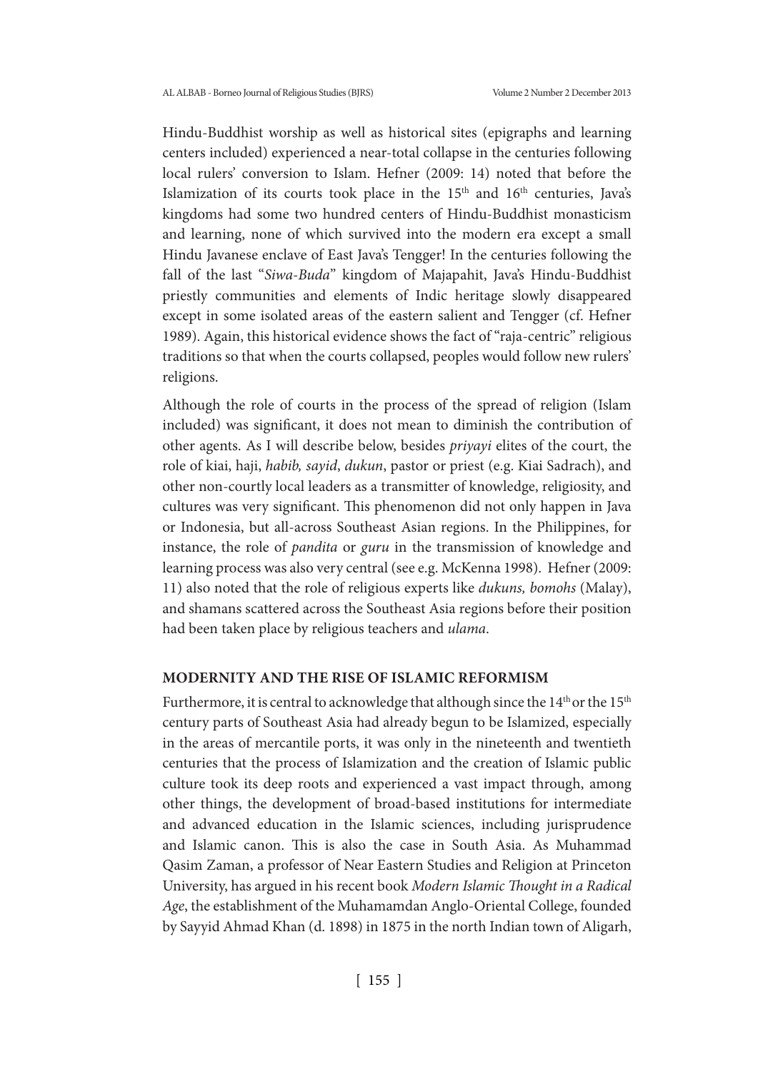Hindu-Buddhist worship as well as historical sites (epigraphs and learning centers included) experienced a near-total collapse in the centuries following local rulers' conversion to Islam. Hefner (2009: 14) noted that before the Islamization of its courts took place in the 15th and 16th centuries, Java's kingdoms had some two hundred centers of Hindu-Buddhist monasticism and learning, none of which survived into the modern era except a small Hindu Javanese enclave of East Java's Tengger! In the centuries following the fall of the last "*Siwa-Buda*" kingdom of Majapahit, Java's Hindu-Buddhist priestly communities and elements of Indic heritage slowly disappeared except in some isolated areas of the eastern salient and Tengger (cf. Hefner 1989). Again, this historical evidence shows the fact of "raja-centric" religious traditions so that when the courts collapsed, peoples would follow new rulers' religions.

Although the role of courts in the process of the spread of religion (Islam included) was significant, it does not mean to diminish the contribution of other agents. As I will describe below, besides *priyayi* elites of the court, the role of kiai, haji, *habib, sayid*, *dukun*, pastor or priest (e.g. Kiai Sadrach), and other non-courtly local leaders as a transmitter of knowledge, religiosity, and cultures was very significant. This phenomenon did not only happen in Java or Indonesia, but all-across Southeast Asian regions. In the Philippines, for instance, the role of *pandita* or *guru* in the transmission of knowledge and learning process was also very central (see e.g. McKenna 1998). Hefner (2009: 11) also noted that the role of religious experts like *dukuns, bomohs* (Malay), and shamans scattered across the Southeast Asia regions before their position had been taken place by religious teachers and *ulama*.

## MODERNITY AND THE RISE OF ISLAMIC REFORMISM

Furthermore, it is central to acknowledge that although since the 14th or the 15th century parts of Southeast Asia had already begun to be Islamized, especially in the areas of mercantile ports, it was only in the nineteenth and twentieth centuries that the process of Islamization and the creation of Islamic public culture took its deep roots and experienced a vast impact through, among other things, the development of broad-based institutions for intermediate and advanced education in the Islamic sciences, including jurisprudence and Islamic canon. This is also the case in South Asia. As Muhammad Qasim Zaman, a professor of Near Eastern Studies and Religion at Princeton University, has argued in his recent book *Modern Islamic Thought in a Radical Age*, the establishment of the Muhamamdan Anglo-Oriental College, founded by Sayyid Ahmad Khan (d. 1898) in 1875 in the north Indian town of Aligarh,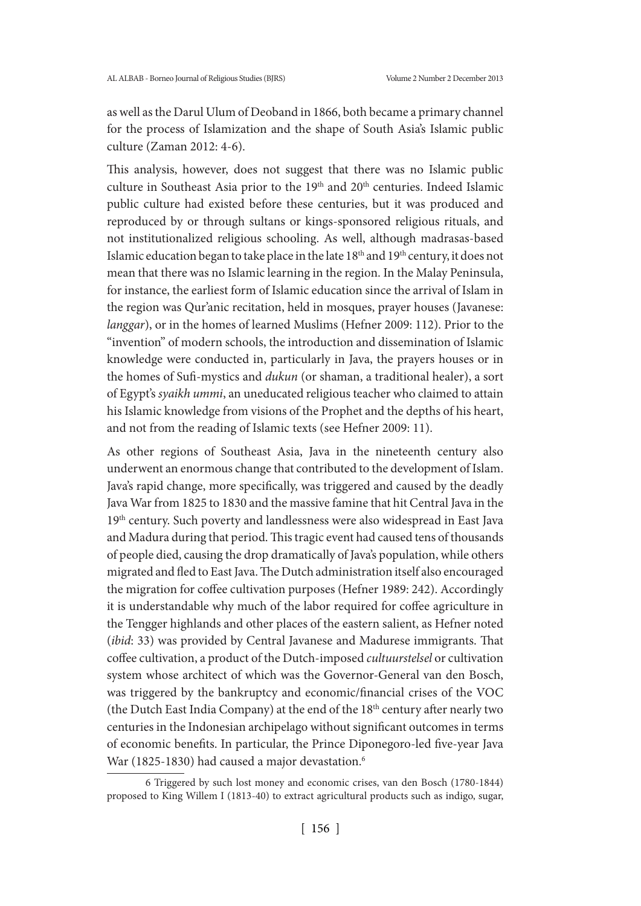as well as the Darul Ulum of Deoband in 1866, both became a primary channel for the process of Islamization and the shape of South Asia's Islamic public culture (Zaman 2012: 4-6).

This analysis, however, does not suggest that there was no Islamic public culture in Southeast Asia prior to the 19th and 20th centuries. Indeed Islamic public culture had existed before these centuries, but it was produced and reproduced by or through sultans or kings-sponsored religious rituals, and not institutionalized religious schooling. As well, although madrasas-based Islamic education began to take place in the late 18th and 19th century, it does not mean that there was no Islamic learning in the region. In the Malay Peninsula, for instance, the earliest form of Islamic education since the arrival of Islam in the region was Qur'anic recitation, held in mosques, prayer houses (Javanese: *langgar*), or in the homes of learned Muslims (Hefner 2009: 112). Prior to the "invention" of modern schools, the introduction and dissemination of Islamic knowledge were conducted in, particularly in Java, the prayers houses or in the homes of Sufi-mystics and *dukun* (or shaman, a traditional healer), a sort of Egypt's *syaikh ummi*, an uneducated religious teacher who claimed to attain his Islamic knowledge from visions of the Prophet and the depths of his heart, and not from the reading of Islamic texts (see Hefner 2009: 11).

As other regions of Southeast Asia, Java in the nineteenth century also underwent an enormous change that contributed to the development of Islam. Java's rapid change, more specifically, was triggered and caused by the deadly Java War from 1825 to 1830 and the massive famine that hit Central Java in the 19th century. Such poverty and landlessness were also widespread in East Java and Madura during that period. This tragic event had caused tens of thousands of people died, causing the drop dramatically of Java's population, while others migrated and fled to East Java. The Dutch administration itself also encouraged the migration for coffee cultivation purposes (Hefner 1989: 242). Accordingly it is understandable why much of the labor required for coffee agriculture in the Tengger highlands and other places of the eastern salient, as Hefner noted (*ibid*: 33) was provided by Central Javanese and Madurese immigrants. That coffee cultivation, a product of the Dutch-imposed *cultuurstelsel* or cultivation system whose architect of which was the Governor-General van den Bosch, was triggered by the bankruptcy and economic/financial crises of the VOC (the Dutch East India Company) at the end of the 18th century after nearly two centuries in the Indonesian archipelago without significant outcomes in terms of economic benefits. In particular, the Prince Diponegoro-led five-year Java War (1825-1830) had caused a major devastation.[6]

6 Triggered by such lost money and economic crises, van den Bosch (1780-1844) proposed to King Willem I (1813-40) to extract agricultural products such as indigo, sugar,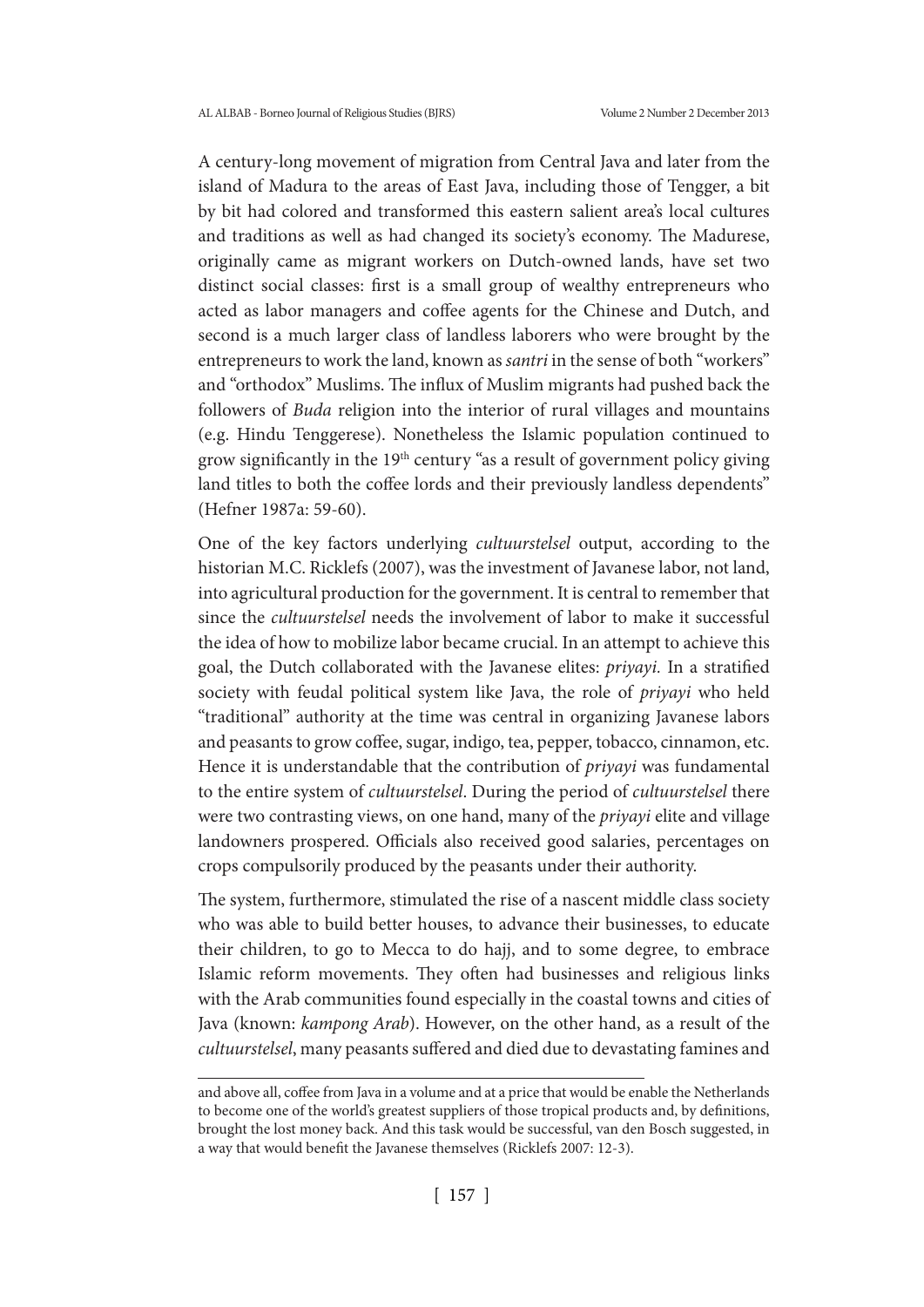A century-long movement of migration from Central Java and later from the island of Madura to the areas of East Java, including those of Tengger, a bit by bit had colored and transformed this eastern salient area's local cultures and traditions as well as had changed its society's economy. The Madurese, originally came as migrant workers on Dutch-owned lands, have set two distinct social classes: first is a small group of wealthy entrepreneurs who acted as labor managers and coffee agents for the Chinese and Dutch, and second is a much larger class of landless laborers who were brought by the entrepreneurs to work the land, known as *santri* in the sense of both "workers" and "orthodox" Muslims. The influx of Muslim migrants had pushed back the followers of *Buda* religion into the interior of rural villages and mountains (e.g. Hindu Tenggerese). Nonetheless the Islamic population continued to grow significantly in the 19th century "as a result of government policy giving land titles to both the coffee lords and their previously landless dependents" (Hefner 1987a: 59-60).

One of the key factors underlying *cultuurstelsel* output, according to the historian M.C. Ricklefs (2007), was the investment of Javanese labor, not land, into agricultural production for the government. It is central to remember that since the *cultuurstelsel* needs the involvement of labor to make it successful the idea of how to mobilize labor became crucial. In an attempt to achieve this goal, the Dutch collaborated with the Javanese elites: *priyayi*. In a stratified society with feudal political system like Java, the role of *priyayi* who held "traditional" authority at the time was central in organizing Javanese labors and peasants to grow coffee, sugar, indigo, tea, pepper, tobacco, cinnamon, etc. Hence it is understandable that the contribution of *priyayi* was fundamental to the entire system of *cultuurstelsel*. During the period of *cultuurstelsel* there were two contrasting views, on one hand, many of the *priyayi* elite and village landowners prospered. Officials also received good salaries, percentages on crops compulsorily produced by the peasants under their authority.

The system, furthermore, stimulated the rise of a nascent middle class society who was able to build better houses, to advance their businesses, to educate their children, to go to Mecca to do hajj, and to some degree, to embrace Islamic reform movements. They often had businesses and religious links with the Arab communities found especially in the coastal towns and cities of Java (known: *kampong Arab*). However, on the other hand, as a result of the *cultuurstelsel*, many peasants suffered and died due to devastating famines and

---

and above all, coffee from Java in a volume and at a price that would be enable the Netherlands to become one of the world's greatest suppliers of those tropical products and, by definitions, brought the lost money back. And this task would be successful, van den Bosch suggested, in a way that would benefit the Javanese themselves (Ricklefs 2007: 12-3).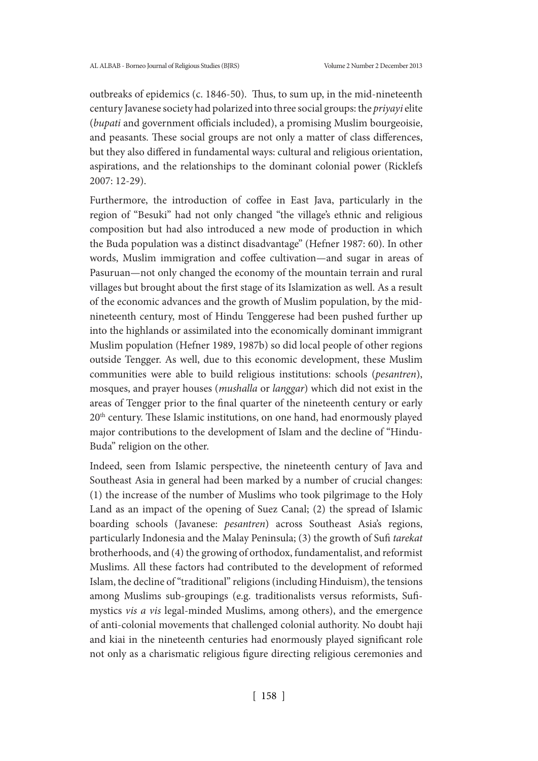outbreaks of epidemics (c. 1846-50). Thus, to sum up, in the mid-nineteenth century Javanese society had polarized into three social groups: the *priyayi* elite (*bupati* and government officials included), a promising Muslim bourgeoisie, and peasants. These social groups are not only a matter of class differences, but they also differed in fundamental ways: cultural and religious orientation, aspirations, and the relationships to the dominant colonial power (Ricklefs 2007: 12-29).

Furthermore, the introduction of coffee in East Java, particularly in the region of "Besuki" had not only changed "the village's ethnic and religious composition but had also introduced a new mode of production in which the Buda population was a distinct disadvantage" (Hefner 1987: 60). In other words, Muslim immigration and coffee cultivation—and sugar in areas of Pasuruan—not only changed the economy of the mountain terrain and rural villages but brought about the first stage of its Islamization as well. As a result of the economic advances and the growth of Muslim population, by the mid-nineteenth century, most of Hindu Tenggerese had been pushed further up into the highlands or assimilated into the economically dominant immigrant Muslim population (Hefner 1989, 1987b) so did local people of other regions outside Tengger. As well, due to this economic development, these Muslim communities were able to build religious institutions: schools (*pesantren*), mosques, and prayer houses (*mushalla* or *langgar*) which did not exist in the areas of Tengger prior to the final quarter of the nineteenth century or early 20th century. These Islamic institutions, on one hand, had enormously played major contributions to the development of Islam and the decline of "Hindu-Buda" religion on the other.

Indeed, seen from Islamic perspective, the nineteenth century of Java and Southeast Asia in general had been marked by a number of crucial changes: (1) the increase of the number of Muslims who took pilgrimage to the Holy Land as an impact of the opening of Suez Canal; (2) the spread of Islamic boarding schools (Javanese: *pesantren*) across Southeast Asia's regions, particularly Indonesia and the Malay Peninsula; (3) the growth of Sufi *tarekat* brotherhoods, and (4) the growing of orthodox, fundamentalist, and reformist Muslims. All these factors had contributed to the development of reformed Islam, the decline of "traditional" religions (including Hinduism), the tensions among Muslims sub-groupings (e.g. traditionalists versus reformists, Sufi-mystics *vis a vis* legal-minded Muslims, among others), and the emergence of anti-colonial movements that challenged colonial authority. No doubt haji and kiai in the nineteenth centuries had enormously played significant role not only as a charismatic religious figure directing religious ceremonies and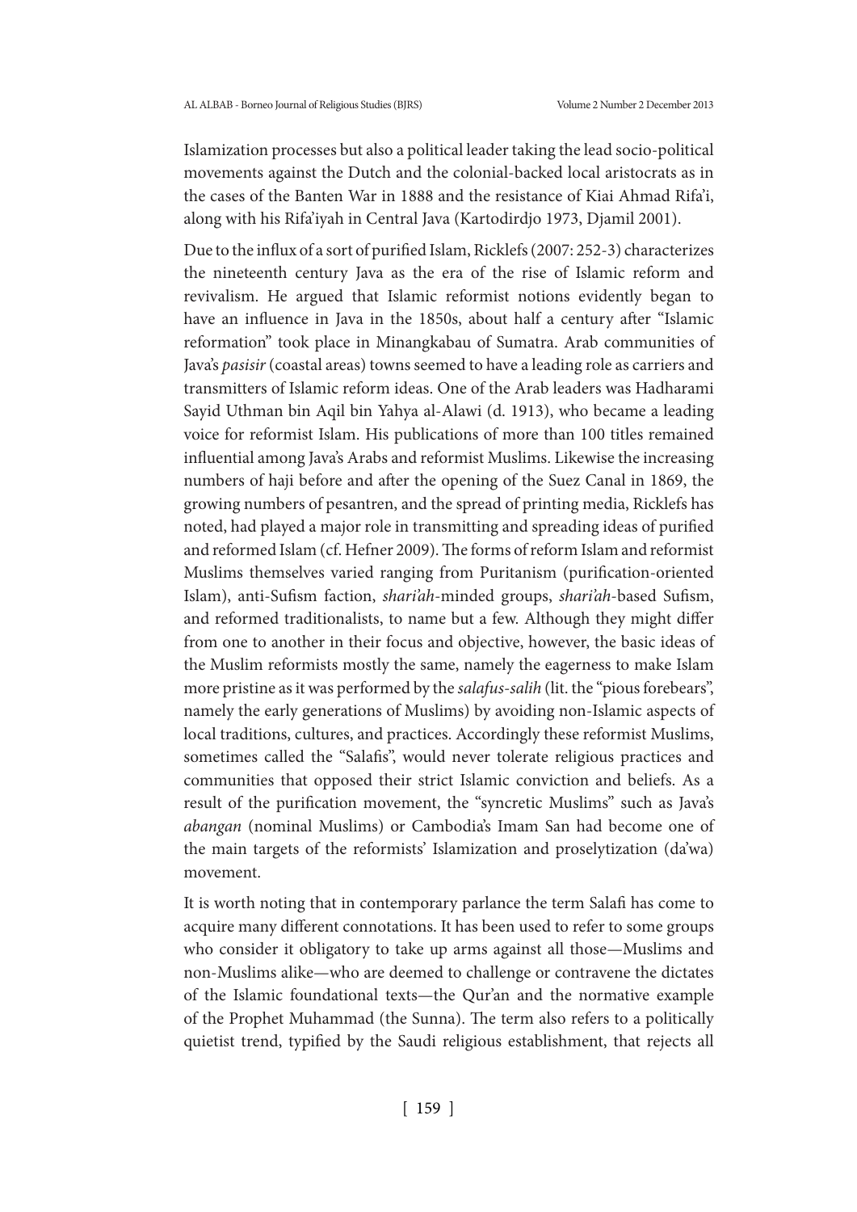Islamization processes but also a political leader taking the lead socio-political movements against the Dutch and the colonial-backed local aristocrats as in the cases of the Banten War in 1888 and the resistance of Kiai Ahmad Rifa'i, along with his Rifa'iyah in Central Java (Kartodirdjo 1973, Djamil 2001).

Due to the influx of a sort of purified Islam, Ricklefs (2007: 252-3) characterizes the nineteenth century Java as the era of the rise of Islamic reform and revivalism. He argued that Islamic reformist notions evidently began to have an influence in Java in the 1850s, about half a century after "Islamic reformation" took place in Minangkabau of Sumatra. Arab communities of Java's *pasisir* (coastal areas) towns seemed to have a leading role as carriers and transmitters of Islamic reform ideas. One of the Arab leaders was Hadharami Sayid Uthman bin Aqil bin Yahya al-Alawi (d. 1913), who became a leading voice for reformist Islam. His publications of more than 100 titles remained influential among Java's Arabs and reformist Muslims. Likewise the increasing numbers of haji before and after the opening of the Suez Canal in 1869, the growing numbers of pesantren, and the spread of printing media, Ricklefs has noted, had played a major role in transmitting and spreading ideas of purified and reformed Islam (cf. Hefner 2009). The forms of reform Islam and reformist Muslims themselves varied ranging from Puritanism (purification-oriented Islam), anti-Sufism faction, *shari'ah*-minded groups, *shari'ah*-based Sufism, and reformed traditionalists, to name but a few. Although they might differ from one to another in their focus and objective, however, the basic ideas of the Muslim reformists mostly the same, namely the eagerness to make Islam more pristine as it was performed by the *salafus-salih* (lit. the "pious forebears", namely the early generations of Muslims) by avoiding non-Islamic aspects of local traditions, cultures, and practices. Accordingly these reformist Muslims, sometimes called the "Salafis", would never tolerate religious practices and communities that opposed their strict Islamic conviction and beliefs. As a result of the purification movement, the "syncretic Muslims" such as Java's *abangan* (nominal Muslims) or Cambodia's Imam San had become one of the main targets of the reformists' Islamization and proselytization (da'wa) movement.

It is worth noting that in contemporary parlance the term Salafi has come to acquire many different connotations. It has been used to refer to some groups who consider it obligatory to take up arms against all those—Muslims and non-Muslims alike—who are deemed to challenge or contravene the dictates of the Islamic foundational texts—the Qur'an and the normative example of the Prophet Muhammad (the Sunna). The term also refers to a politically quietist trend, typified by the Saudi religious establishment, that rejects all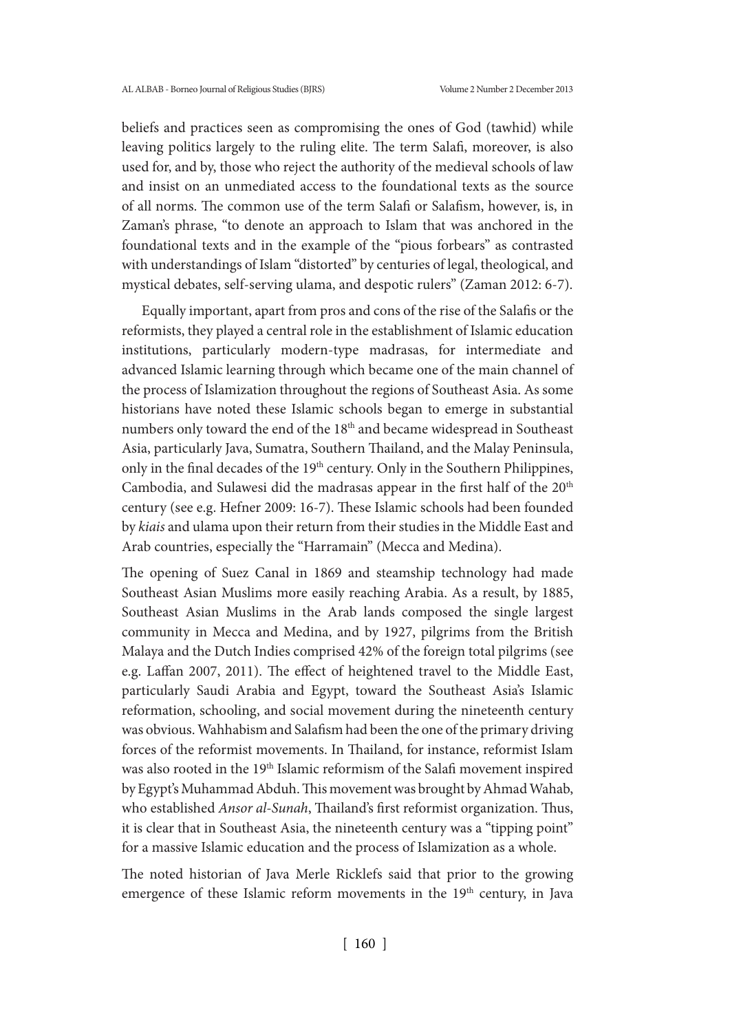beliefs and practices seen as compromising the ones of God (tawhid) while leaving politics largely to the ruling elite. The term Salafi, moreover, is also used for, and by, those who reject the authority of the medieval schools of law and insist on an unmediated access to the foundational texts as the source of all norms. The common use of the term Salafi or Salafism, however, is, in Zaman's phrase, "to denote an approach to Islam that was anchored in the foundational texts and in the example of the "pious forbears" as contrasted with understandings of Islam "distorted" by centuries of legal, theological, and mystical debates, self-serving ulama, and despotic rulers" (Zaman 2012: 6-7).

Equally important, apart from pros and cons of the rise of the Salafis or the reformists, they played a central role in the establishment of Islamic education institutions, particularly modern-type madrasas, for intermediate and advanced Islamic learning through which became one of the main channel of the process of Islamization throughout the regions of Southeast Asia. As some historians have noted these Islamic schools began to emerge in substantial numbers only toward the end of the 18th and became widespread in Southeast Asia, particularly Java, Sumatra, Southern Thailand, and the Malay Peninsula, only in the final decades of the 19th century. Only in the Southern Philippines, Cambodia, and Sulawesi did the madrasas appear in the first half of the 20th century (see e.g. Hefner 2009: 16-7). These Islamic schools had been founded by *kiais* and ulama upon their return from their studies in the Middle East and Arab countries, especially the "Harramain" (Mecca and Medina).

The opening of Suez Canal in 1869 and steamship technology had made Southeast Asian Muslims more easily reaching Arabia. As a result, by 1885, Southeast Asian Muslims in the Arab lands composed the single largest community in Mecca and Medina, and by 1927, pilgrims from the British Malaya and the Dutch Indies comprised 42% of the foreign total pilgrims (see e.g. Laffan 2007, 2011). The effect of heightened travel to the Middle East, particularly Saudi Arabia and Egypt, toward the Southeast Asia's Islamic reformation, schooling, and social movement during the nineteenth century was obvious. Wahhabism and Salafism had been the one of the primary driving forces of the reformist movements. In Thailand, for instance, reformist Islam was also rooted in the 19th Islamic reformism of the Salafi movement inspired by Egypt's Muhammad Abduh. This movement was brought by Ahmad Wahab, who established *Ansor al-Sunah*, Thailand's first reformist organization. Thus, it is clear that in Southeast Asia, the nineteenth century was a "tipping point" for a massive Islamic education and the process of Islamization as a whole.

The noted historian of Java Merle Ricklefs said that prior to the growing emergence of these Islamic reform movements in the 19th century, in Java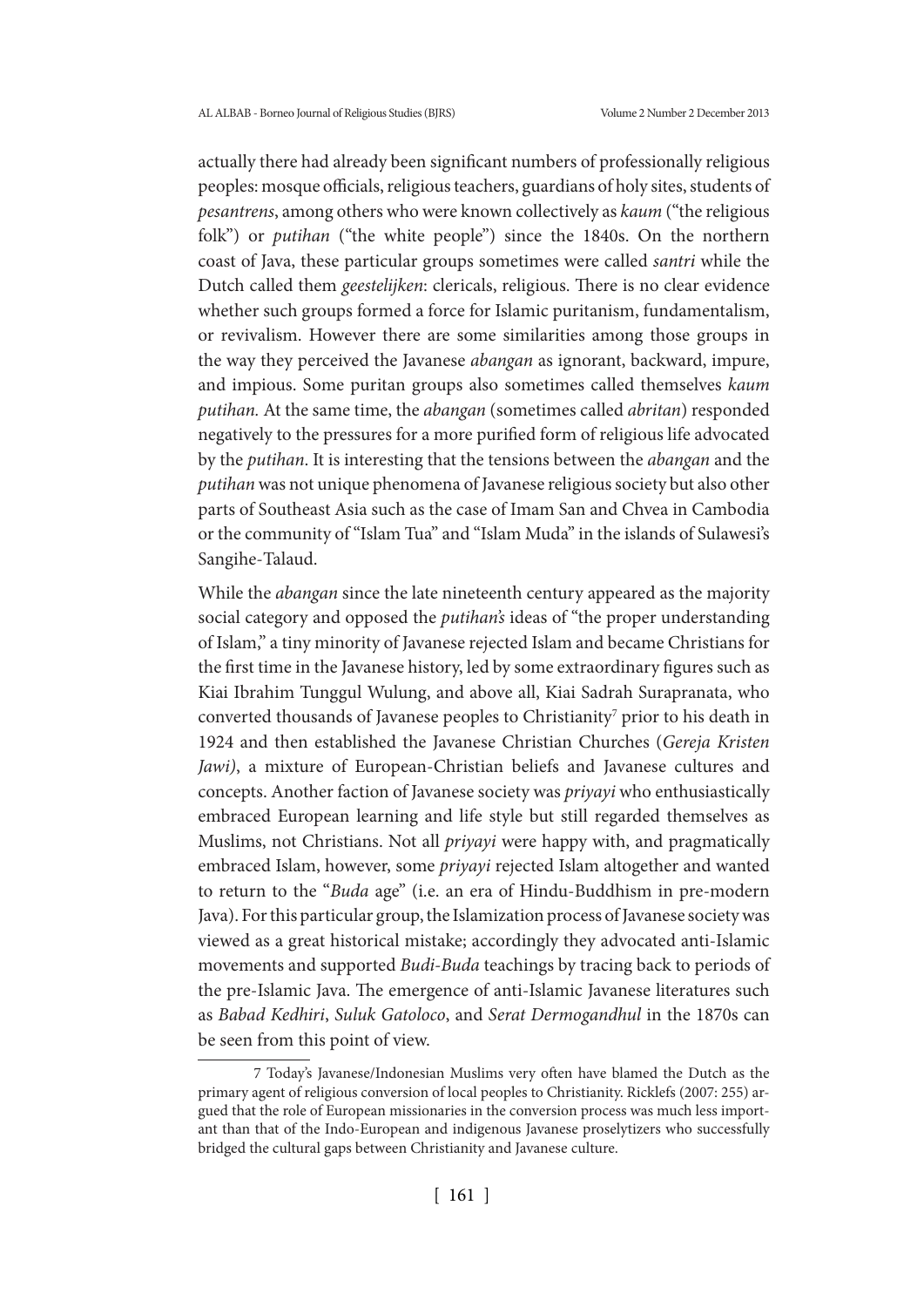actually there had already been significant numbers of professionally religious peoples: mosque officials, religious teachers, guardians of holy sites, students of *pesantrens*, among others who were known collectively as *kaum* ("the religious folk") or *putihan* ("the white people") since the 1840s. On the northern coast of Java, these particular groups sometimes were called *santri* while the Dutch called them *geestelijken*: clericals, religious. There is no clear evidence whether such groups formed a force for Islamic puritanism, fundamentalism, or revivalism. However there are some similarities among those groups in the way they perceived the Javanese *abangan* as ignorant, backward, impure, and impious. Some puritan groups also sometimes called themselves *kaum putihan.* At the same time, the *abangan* (sometimes called *abritan*) responded negatively to the pressures for a more purified form of religious life advocated by the *putihan*. It is interesting that the tensions between the *abangan* and the *putihan* was not unique phenomena of Javanese religious society but also other parts of Southeast Asia such as the case of Imam San and Chvea in Cambodia or the community of "Islam Tua" and "Islam Muda" in the islands of Sulawesi's Sangihe-Talaud.

While the *abangan* since the late nineteenth century appeared as the majority social category and opposed the *putihan's* ideas of "the proper understanding of Islam," a tiny minority of Javanese rejected Islam and became Christians for the first time in the Javanese history, led by some extraordinary figures such as Kiai Ibrahim Tunggul Wulung, and above all, Kiai Sadrah Surapranata, who converted thousands of Javanese peoples to Christianity[7] prior to his death in 1924 and then established the Javanese Christian Churches (*Gereja Kristen Jawi)*, a mixture of European-Christian beliefs and Javanese cultures and concepts. Another faction of Javanese society was *priyayi* who enthusiastically embraced European learning and life style but still regarded themselves as Muslims, not Christians. Not all *priyayi* were happy with, and pragmatically embraced Islam, however, some *priyayi* rejected Islam altogether and wanted to return to the "*Buda* age" (i.e. an era of Hindu-Buddhism in pre-modern Java). For this particular group, the Islamization process of Javanese society was viewed as a great historical mistake; accordingly they advocated anti-Islamic movements and supported *Budi-Buda* teachings by tracing back to periods of the pre-Islamic Java. The emergence of anti-Islamic Javanese literatures such as *Babad Kedhiri*, *Suluk Gatoloco*, and *Serat Dermogandhul* in the 1870s can be seen from this point of view.

7 Today's Javanese/Indonesian Muslims very often have blamed the Dutch as the primary agent of religious conversion of local peoples to Christianity. Ricklefs (2007: 255) argued that the role of European missionaries in the conversion process was much less important than that of the Indo-European and indigenous Javanese proselytizers who successfully bridged the cultural gaps between Christianity and Javanese culture.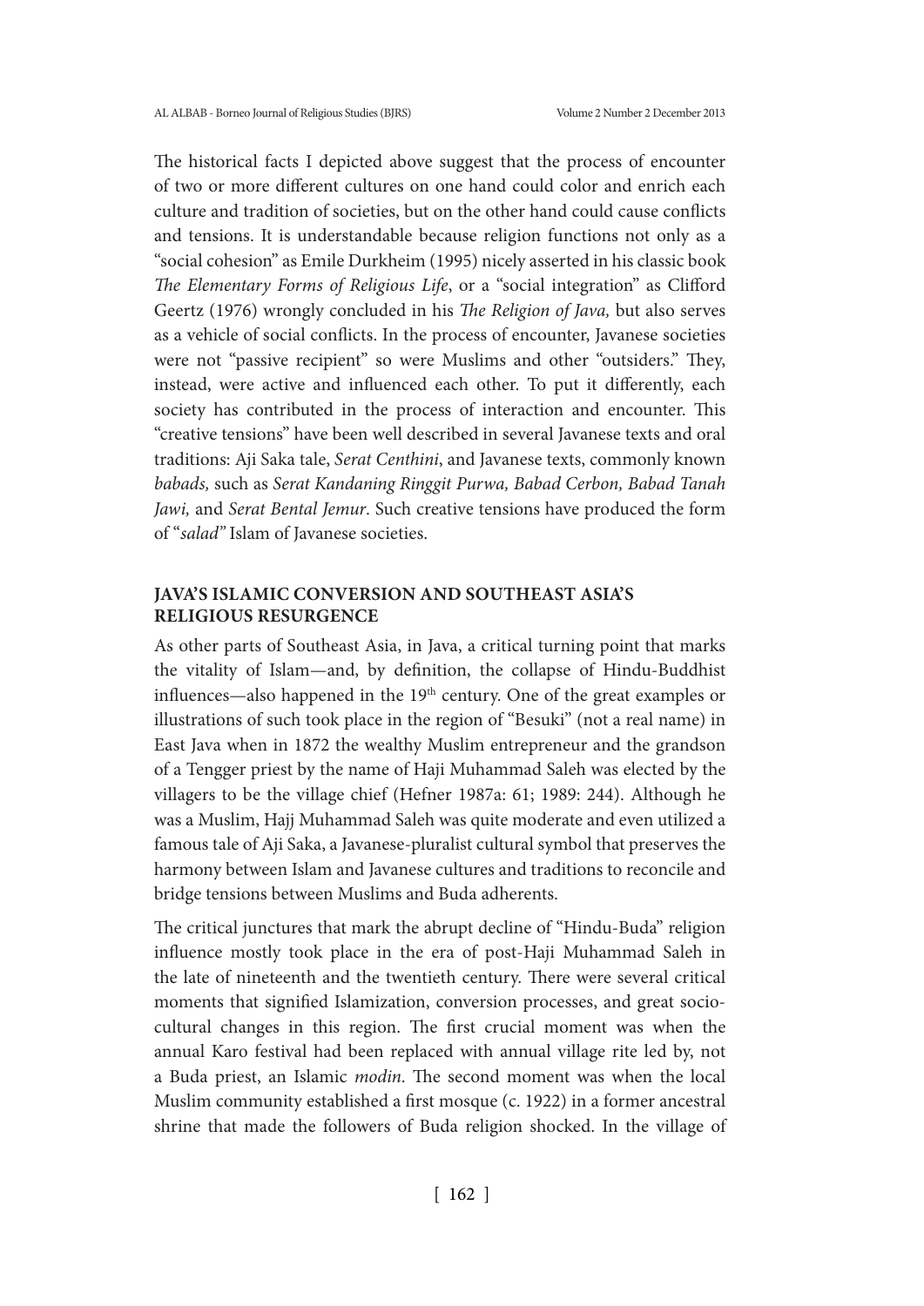The historical facts I depicted above suggest that the process of encounter of two or more different cultures on one hand could color and enrich each culture and tradition of societies, but on the other hand could cause conflicts and tensions. It is understandable because religion functions not only as a "social cohesion" as Emile Durkheim (1995) nicely asserted in his classic book *The Elementary Forms of Religious Life*, or a "social integration" as Clifford Geertz (1976) wrongly concluded in his *The Religion of Java,* but also serves as a vehicle of social conflicts. In the process of encounter, Javanese societies were not "passive recipient" so were Muslims and other "outsiders." They, instead, were active and influenced each other. To put it differently, each society has contributed in the process of interaction and encounter. This "creative tensions" have been well described in several Javanese texts and oral traditions: Aji Saka tale, *Serat Centhini*, and Javanese texts, commonly known *babads,* such as *Serat Kandaning Ringgit Purwa, Babad Cerbon, Babad Tanah Jawi,* and *Serat Bental Jemur*. Such creative tensions have produced the form of "*salad"* Islam of Javanese societies.

## JAVA'S ISLAMIC CONVERSION AND SOUTHEAST ASIA'S RELIGIOUS RESURGENCE

As other parts of Southeast Asia, in Java, a critical turning point that marks the vitality of Islam—and, by definition, the collapse of Hindu-Buddhist influences—also happened in the 19th century. One of the great examples or illustrations of such took place in the region of "Besuki" (not a real name) in East Java when in 1872 the wealthy Muslim entrepreneur and the grandson of a Tengger priest by the name of Haji Muhammad Saleh was elected by the villagers to be the village chief (Hefner 1987a: 61; 1989: 244). Although he was a Muslim, Hajj Muhammad Saleh was quite moderate and even utilized a famous tale of Aji Saka, a Javanese-pluralist cultural symbol that preserves the harmony between Islam and Javanese cultures and traditions to reconcile and bridge tensions between Muslims and Buda adherents.

The critical junctures that mark the abrupt decline of "Hindu-Buda" religion influence mostly took place in the era of post-Haji Muhammad Saleh in the late of nineteenth and the twentieth century. There were several critical moments that signified Islamization, conversion processes, and great socio-cultural changes in this region. The first crucial moment was when the annual Karo festival had been replaced with annual village rite led by, not a Buda priest, an Islamic *modin*. The second moment was when the local Muslim community established a first mosque (c. 1922) in a former ancestral shrine that made the followers of Buda religion shocked. In the village of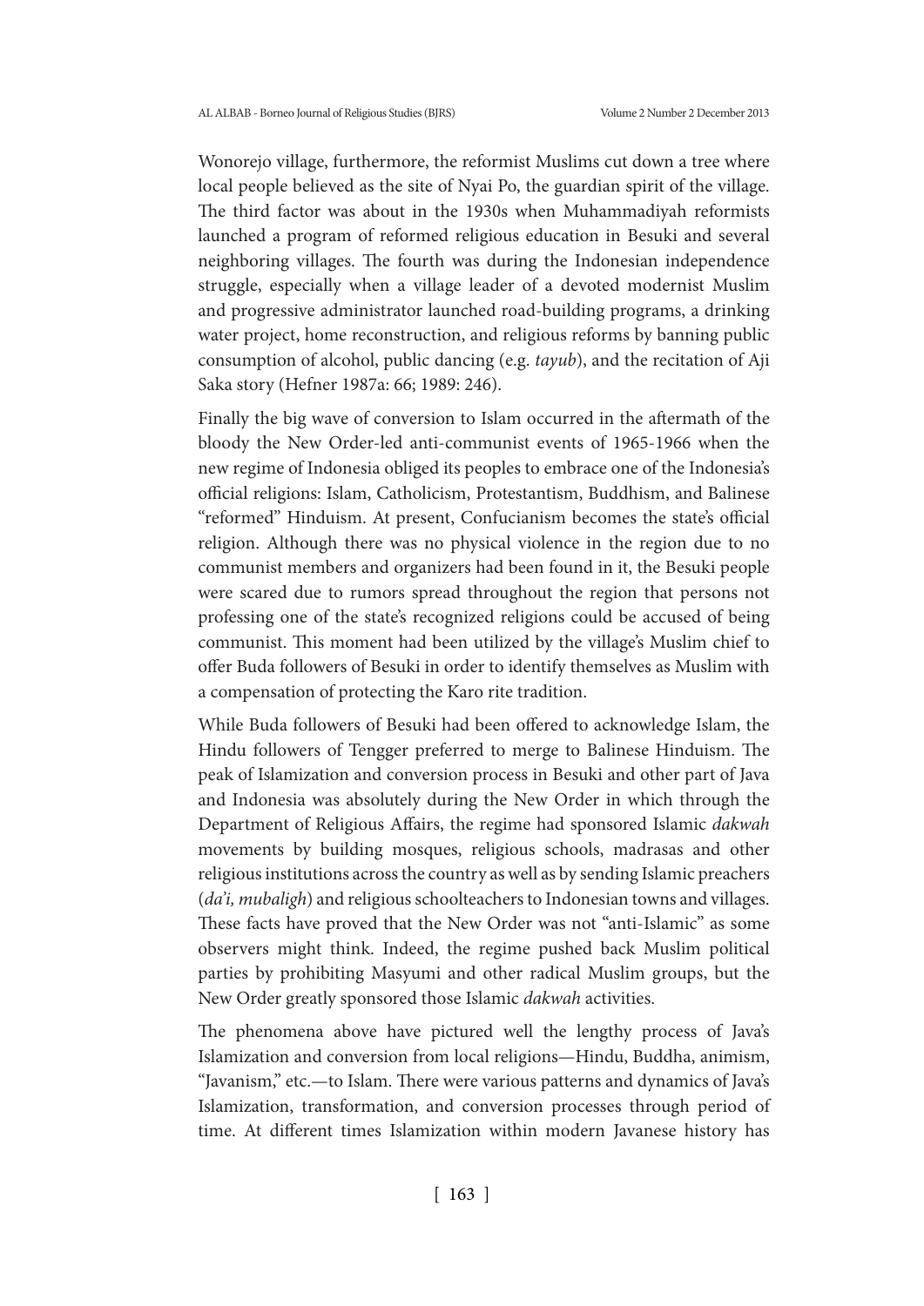Wonorejo village, furthermore, the reformist Muslims cut down a tree where local people believed as the site of Nyai Po, the guardian spirit of the village. The third factor was about in the 1930s when Muhammadiyah reformists launched a program of reformed religious education in Besuki and several neighboring villages. The fourth was during the Indonesian independence struggle, especially when a village leader of a devoted modernist Muslim and progressive administrator launched road-building programs, a drinking water project, home reconstruction, and religious reforms by banning public consumption of alcohol, public dancing (e.g. *tayub*), and the recitation of Aji Saka story (Hefner 1987a: 66; 1989: 246).

Finally the big wave of conversion to Islam occurred in the aftermath of the bloody the New Order-led anti-communist events of 1965-1966 when the new regime of Indonesia obliged its peoples to embrace one of the Indonesia's official religions: Islam, Catholicism, Protestantism, Buddhism, and Balinese "reformed" Hinduism. At present, Confucianism becomes the state's official religion. Although there was no physical violence in the region due to no communist members and organizers had been found in it, the Besuki people were scared due to rumors spread throughout the region that persons not professing one of the state's recognized religions could be accused of being communist. This moment had been utilized by the village's Muslim chief to offer Buda followers of Besuki in order to identify themselves as Muslim with a compensation of protecting the Karo rite tradition.

While Buda followers of Besuki had been offered to acknowledge Islam, the Hindu followers of Tengger preferred to merge to Balinese Hinduism. The peak of Islamization and conversion process in Besuki and other part of Java and Indonesia was absolutely during the New Order in which through the Department of Religious Affairs, the regime had sponsored Islamic *dakwah* movements by building mosques, religious schools, madrasas and other religious institutions across the country as well as by sending Islamic preachers (*da'i, mubaligh*) and religious schoolteachers to Indonesian towns and villages. These facts have proved that the New Order was not "anti-Islamic" as some observers might think. Indeed, the regime pushed back Muslim political parties by prohibiting Masyumi and other radical Muslim groups, but the New Order greatly sponsored those Islamic *dakwah* activities.

The phenomena above have pictured well the lengthy process of Java's Islamization and conversion from local religions—Hindu, Buddha, animism, "Javanism," etc.—to Islam. There were various patterns and dynamics of Java's Islamization, transformation, and conversion processes through period of time. At different times Islamization within modern Javanese history has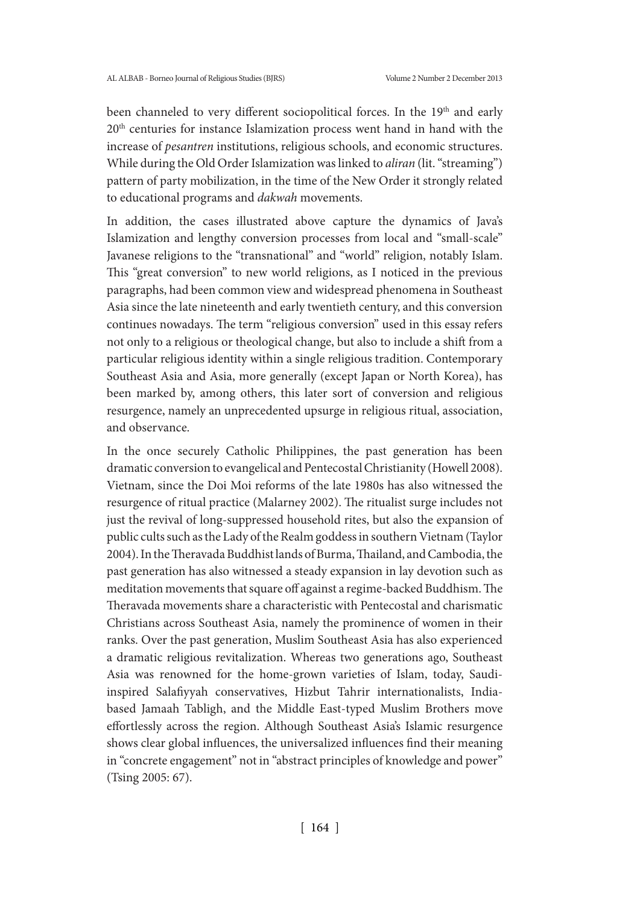been channeled to very different sociopolitical forces. In the 19th and early 20th centuries for instance Islamization process went hand in hand with the increase of *pesantren* institutions, religious schools, and economic structures. While during the Old Order Islamization was linked to *aliran* (lit. "streaming") pattern of party mobilization, in the time of the New Order it strongly related to educational programs and *dakwah* movements.

In addition, the cases illustrated above capture the dynamics of Java's Islamization and lengthy conversion processes from local and "small-scale" Javanese religions to the "transnational" and "world" religion, notably Islam. This "great conversion" to new world religions, as I noticed in the previous paragraphs, had been common view and widespread phenomena in Southeast Asia since the late nineteenth and early twentieth century, and this conversion continues nowadays. The term "religious conversion" used in this essay refers not only to a religious or theological change, but also to include a shift from a particular religious identity within a single religious tradition. Contemporary Southeast Asia and Asia, more generally (except Japan or North Korea), has been marked by, among others, this later sort of conversion and religious resurgence, namely an unprecedented upsurge in religious ritual, association, and observance.

In the once securely Catholic Philippines, the past generation has been dramatic conversion to evangelical and Pentecostal Christianity (Howell 2008). Vietnam, since the Doi Moi reforms of the late 1980s has also witnessed the resurgence of ritual practice (Malarney 2002). The ritualist surge includes not just the revival of long-suppressed household rites, but also the expansion of public cults such as the Lady of the Realm goddess in southern Vietnam (Taylor 2004). In the Theravada Buddhist lands of Burma, Thailand, and Cambodia, the past generation has also witnessed a steady expansion in lay devotion such as meditation movements that square off against a regime-backed Buddhism. The Theravada movements share a characteristic with Pentecostal and charismatic Christians across Southeast Asia, namely the prominence of women in their ranks. Over the past generation, Muslim Southeast Asia has also experienced a dramatic religious revitalization. Whereas two generations ago, Southeast Asia was renowned for the home-grown varieties of Islam, today, Saudi-inspired Salafiyyah conservatives, Hizbut Tahrir internationalists, India-based Jamaah Tabligh, and the Middle East-typed Muslim Brothers move effortlessly across the region. Although Southeast Asia's Islamic resurgence shows clear global influences, the universalized influences find their meaning in "concrete engagement" not in "abstract principles of knowledge and power" (Tsing 2005: 67).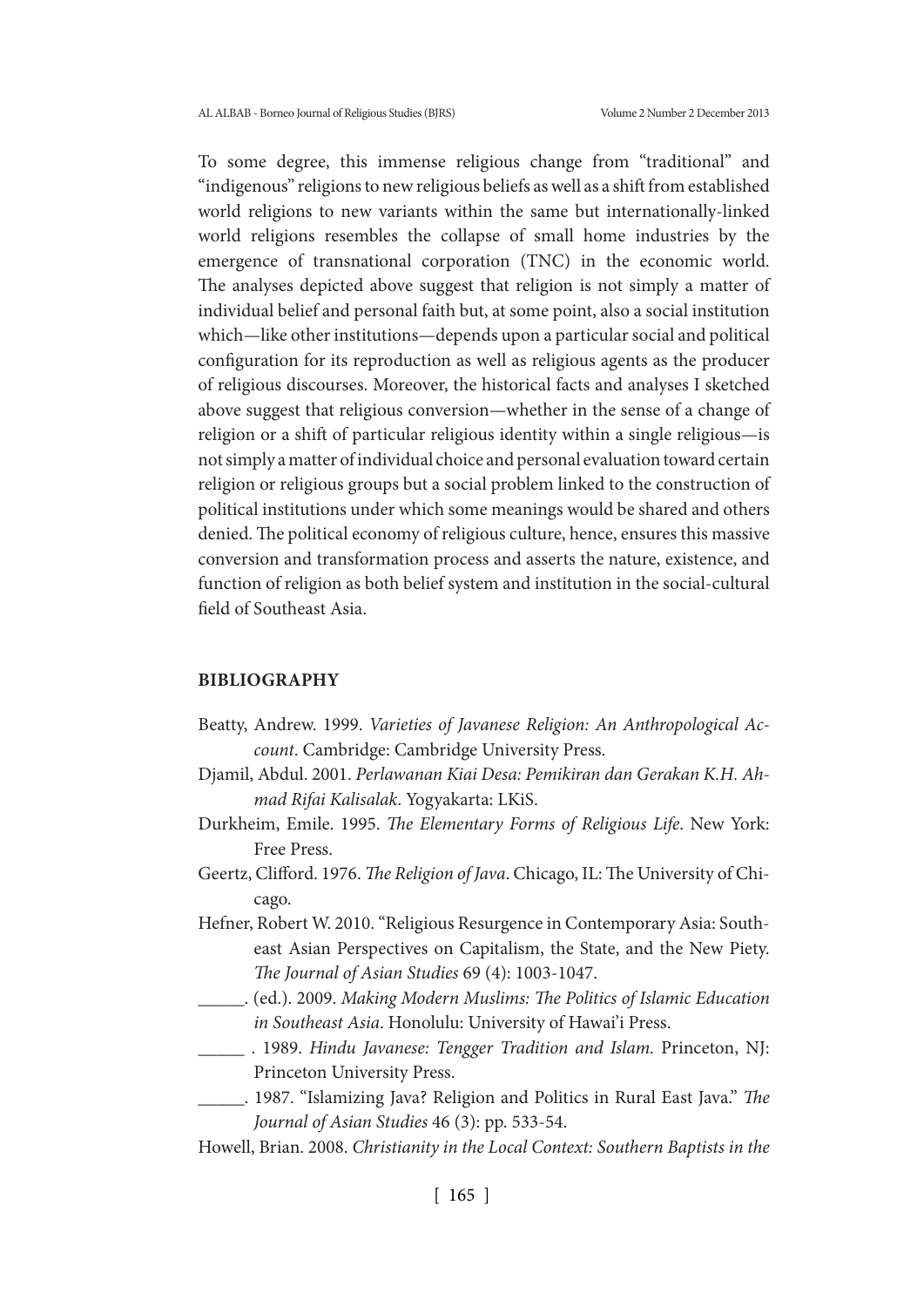To some degree, this immense religious change from "traditional" and "indigenous" religions to new religious beliefs as well as a shift from established world religions to new variants within the same but internationally-linked world religions resembles the collapse of small home industries by the emergence of transnational corporation (TNC) in the economic world. The analyses depicted above suggest that religion is not simply a matter of individual belief and personal faith but, at some point, also a social institution which—like other institutions—depends upon a particular social and political configuration for its reproduction as well as religious agents as the producer of religious discourses. Moreover, the historical facts and analyses I sketched above suggest that religious conversion—whether in the sense of a change of religion or a shift of particular religious identity within a single religious—is not simply a matter of individual choice and personal evaluation toward certain religion or religious groups but a social problem linked to the construction of political institutions under which some meanings would be shared and others denied. The political economy of religious culture, hence, ensures this massive conversion and transformation process and asserts the nature, existence, and function of religion as both belief system and institution in the social-cultural field of Southeast Asia.

## BIBLIOGRAPHY

Beatty, Andrew. 1999. *Varieties of Javanese Religion: An Anthropological Account*. Cambridge: Cambridge University Press.

Djamil, Abdul. 2001. *Perlawanan Kiai Desa: Pemikiran dan Gerakan K.H. Ahmad Rifai Kalisalak*. Yogyakarta: LKiS.

Durkheim, Emile. 1995. *The Elementary Forms of Religious Life*. New York: Free Press.

Geertz, Clifford. 1976. *The Religion of Java*. Chicago, IL: The University of Chicago.

Hefner, Robert W. 2010. "Religious Resurgence in Contemporary Asia: Southeast Asian Perspectives on Capitalism, the State, and the New Piety. *The Journal of Asian Studies* 69 (4): 1003-1047.

_____. (ed.). 2009. *Making Modern Muslims: The Politics of Islamic Education in Southeast Asia*. Honolulu: University of Hawai'i Press.

_____ . 1989. *Hindu Javanese: Tengger Tradition and Islam.* Princeton, NJ: Princeton University Press.

_____. 1987. "Islamizing Java? Religion and Politics in Rural East Java." *The Journal of Asian Studies* 46 (3): pp. 533-54.

Howell, Brian. 2008. *Christianity in the Local Context: Southern Baptists in the*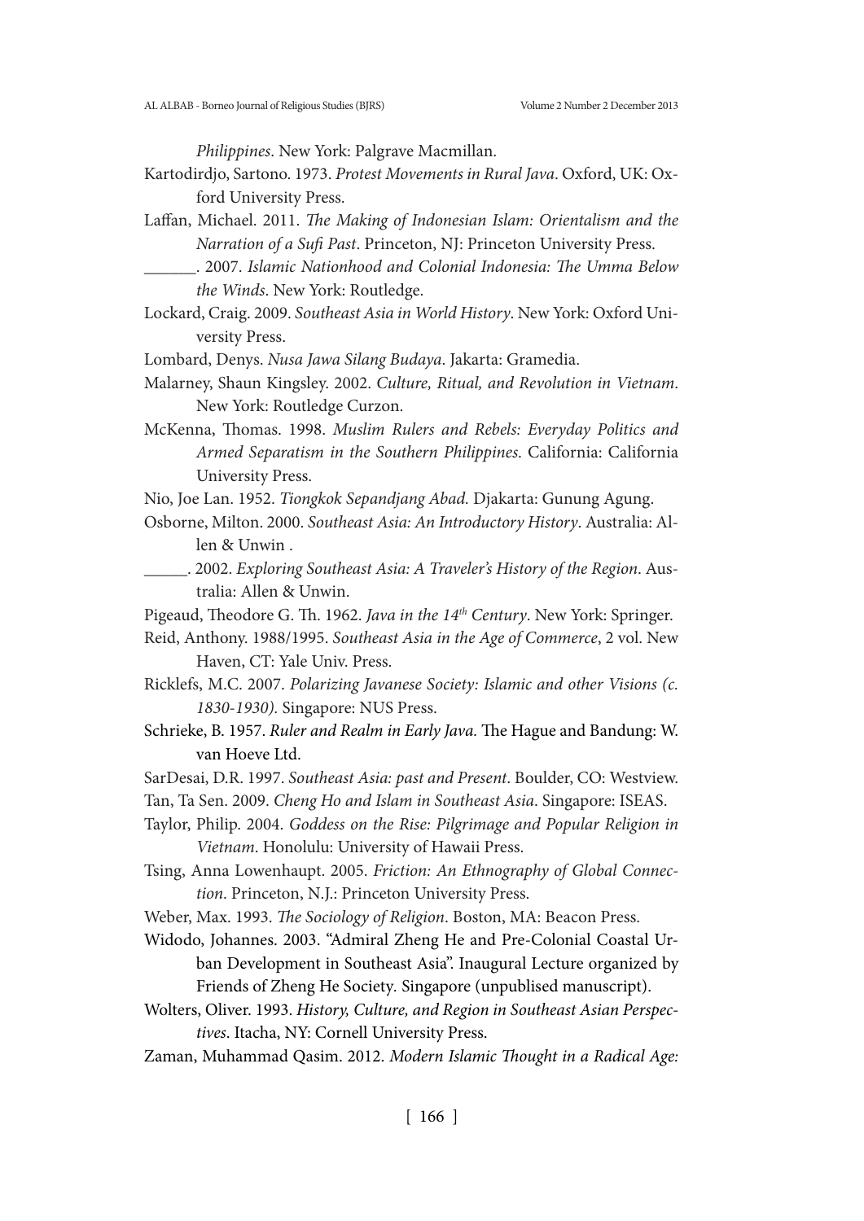*Philippines*. New York: Palgrave Macmillan.

Kartodirdjo, Sartono. 1973. *Protest Movements in Rural Java*. Oxford, UK: Oxford University Press.

Laffan, Michael. 2011. *The Making of Indonesian Islam: Orientalism and the Narration of a Sufi Past*. Princeton, NJ: Princeton University Press.

______. 2007. *Islamic Nationhood and Colonial Indonesia: The Umma Below the Winds*. New York: Routledge.

Lockard, Craig. 2009. *Southeast Asia in World History*. New York: Oxford University Press.

Lombard, Denys. *Nusa Jawa Silang Budaya*. Jakarta: Gramedia.

Malarney, Shaun Kingsley. 2002. *Culture, Ritual, and Revolution in Vietnam*. New York: Routledge Curzon.

McKenna, Thomas. 1998. *Muslim Rulers and Rebels: Everyday Politics and Armed Separatism in the Southern Philippines*. California: California University Press.

Nio, Joe Lan. 1952. *Tiongkok Sepandjang Abad.* Djakarta: Gunung Agung.

Osborne, Milton. 2000. *Southeast Asia: An Introductory History*. Australia: Allen & Unwin .

_____. 2002. *Exploring Southeast Asia: A Traveler's History of the Region*. Australia: Allen & Unwin.

Pigeaud, Theodore G. Th. 1962. *Java in the 14th Century*. New York: Springer.

Reid, Anthony. 1988/1995. *Southeast Asia in the Age of Commerce*, 2 vol. New Haven, CT: Yale Univ. Press.

Ricklefs, M.C. 2007. *Polarizing Javanese Society: Islamic and other Visions (c. 1830-1930)*. Singapore: NUS Press.

Schrieke, B. 1957. *Ruler and Realm in Early Java.* The Hague and Bandung: W. van Hoeve Ltd.

SarDesai, D.R. 1997. *Southeast Asia: past and Present*. Boulder, CO: Westview.

Tan, Ta Sen. 2009. *Cheng Ho and Islam in Southeast Asia*. Singapore: ISEAS.

Taylor, Philip. 2004. *Goddess on the Rise: Pilgrimage and Popular Religion in Vietnam*. Honolulu: University of Hawaii Press.

Tsing, Anna Lowenhaupt. 2005. *Friction: An Ethnography of Global Connection*. Princeton, N.J.: Princeton University Press.

Weber, Max. 1993. *The Sociology of Religion*. Boston, MA: Beacon Press.

Widodo, Johannes. 2003. "Admiral Zheng He and Pre-Colonial Coastal Urban Development in Southeast Asia". Inaugural Lecture organized by Friends of Zheng He Society. Singapore (unpublised manuscript).

Wolters, Oliver. 1993. *History, Culture, and Region in Southeast Asian Perspectives*. Itacha, NY: Cornell University Press.

Zaman, Muhammad Qasim. 2012. *Modern Islamic Thought in a Radical Age:*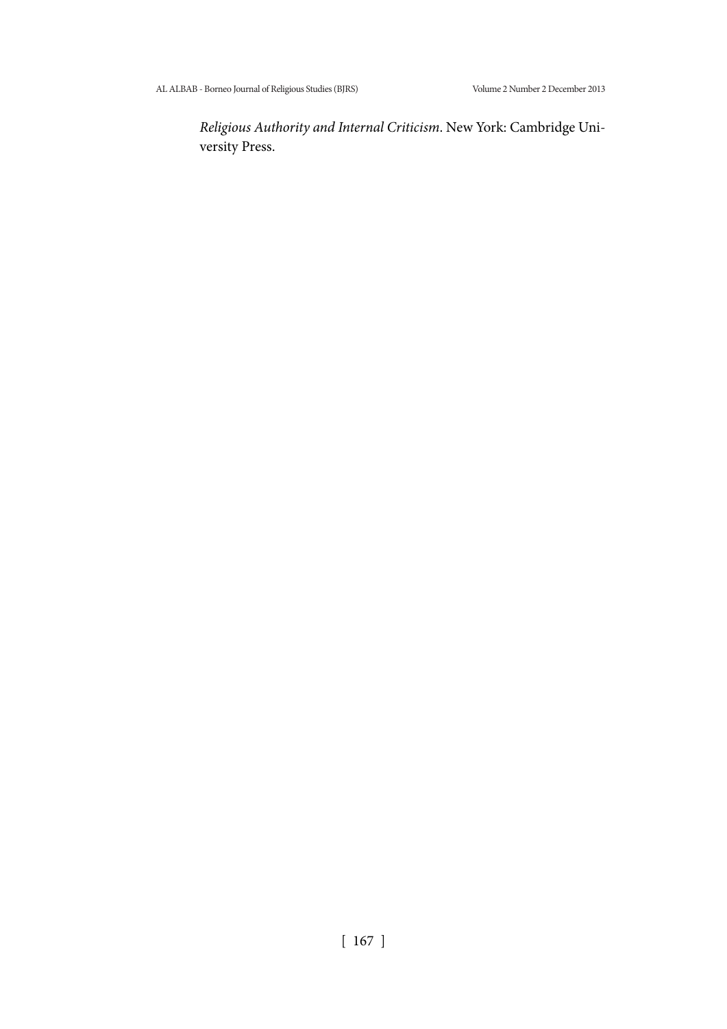*Religious Authority and Internal Criticism*. New York: Cambridge University Press.